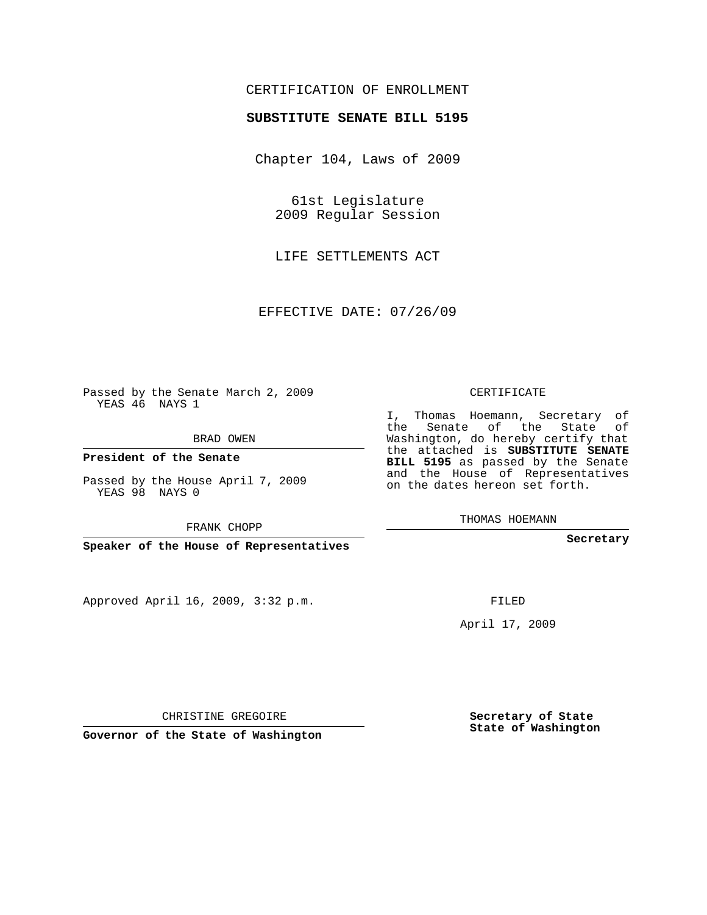CERTIFICATION OF ENROLLMENT

**SUBSTITUTE SENATE BILL 5195**

Chapter 104, Laws of 2009

61st Legislature
2009 Regular Session

LIFE SETTLEMENTS ACT

EFFECTIVE DATE: 07/26/09

Passed by the Senate March 2, 2009
YEAS 46 NAYS 1

BRAD OWEN

**President of the Senate**

Passed by the House April 7, 2009
YEAS 98 NAYS 0

FRANK CHOPP

**Speaker of the House of Representatives**

CERTIFICATE

I, Thomas Hoemann, Secretary of the Senate of the State of Washington, do hereby certify that the attached is **SUBSTITUTE SENATE BILL 5195** as passed by the Senate and the House of Representatives on the dates hereon set forth.

THOMAS HOEMANN

**Secretary**

Approved April 16, 2009, 3:32 p.m.

FILED

April 17, 2009

CHRISTINE GREGOIRE

**Governor of the State of Washington**

**Secretary of State**
**State of Washington**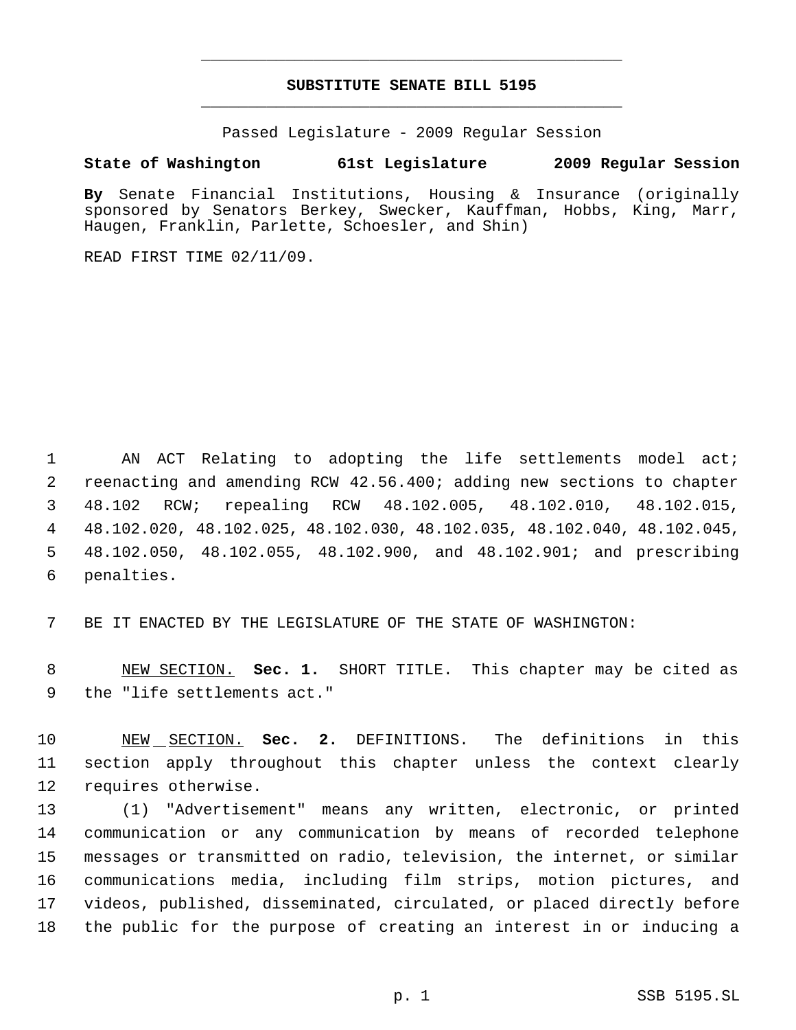# SUBSTITUTE SENATE BILL 5195

Passed Legislature - 2009 Regular Session

**State of Washington 61st Legislature 2009 Regular Session**

**By** Senate Financial Institutions, Housing & Insurance (originally sponsored by Senators Berkey, Swecker, Kauffman, Hobbs, King, Marr, Haugen, Franklin, Parlette, Schoesler, and Shin)

READ FIRST TIME 02/11/09.

AN ACT Relating to adopting the life settlements model act; reenacting and amending RCW 42.56.400; adding new sections to chapter 48.102 RCW; repealing RCW 48.102.005, 48.102.010, 48.102.015, 48.102.020, 48.102.025, 48.102.030, 48.102.035, 48.102.040, 48.102.045, 48.102.050, 48.102.055, 48.102.900, and 48.102.901; and prescribing penalties.

BE IT ENACTED BY THE LEGISLATURE OF THE STATE OF WASHINGTON:

NEW SECTION. **Sec. 1.** SHORT TITLE. This chapter may be cited as the "life settlements act."

NEW SECTION. **Sec. 2.** DEFINITIONS. The definitions in this section apply throughout this chapter unless the context clearly requires otherwise.

(1) "Advertisement" means any written, electronic, or printed communication or any communication by means of recorded telephone messages or transmitted on radio, television, the internet, or similar communications media, including film strips, motion pictures, and videos, published, disseminated, circulated, or placed directly before the public for the purpose of creating an interest in or inducing a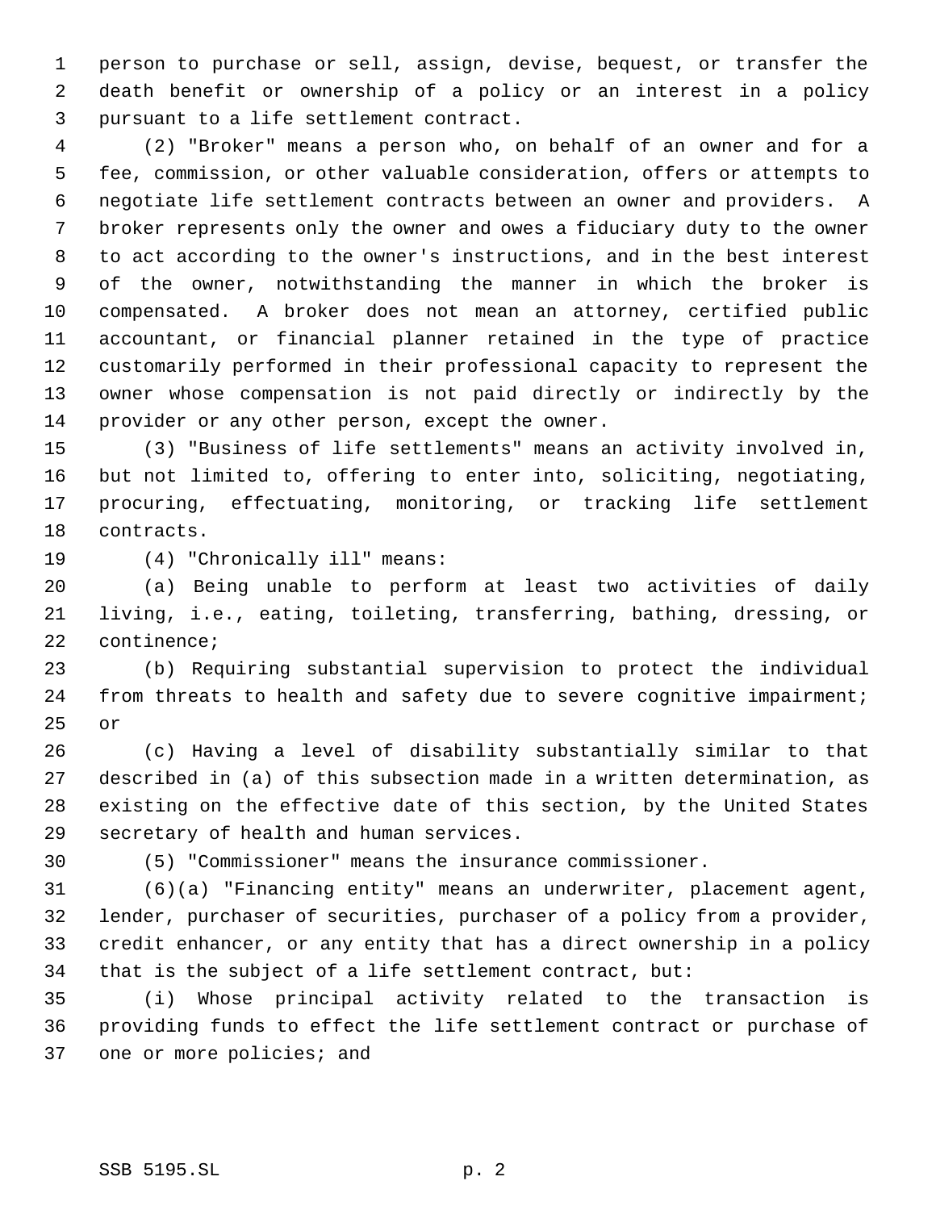person to purchase or sell, assign, devise, bequest, or transfer the death benefit or ownership of a policy or an interest in a policy pursuant to a life settlement contract.

(2) "Broker" means a person who, on behalf of an owner and for a fee, commission, or other valuable consideration, offers or attempts to negotiate life settlement contracts between an owner and providers. A broker represents only the owner and owes a fiduciary duty to the owner to act according to the owner's instructions, and in the best interest of the owner, notwithstanding the manner in which the broker is compensated. A broker does not mean an attorney, certified public accountant, or financial planner retained in the type of practice customarily performed in their professional capacity to represent the owner whose compensation is not paid directly or indirectly by the provider or any other person, except the owner.

(3) "Business of life settlements" means an activity involved in, but not limited to, offering to enter into, soliciting, negotiating, procuring, effectuating, monitoring, or tracking life settlement contracts.

(4) "Chronically ill" means:

(a) Being unable to perform at least two activities of daily living, i.e., eating, toileting, transferring, bathing, dressing, or continence;

(b) Requiring substantial supervision to protect the individual from threats to health and safety due to severe cognitive impairment; or

(c) Having a level of disability substantially similar to that described in (a) of this subsection made in a written determination, as existing on the effective date of this section, by the United States secretary of health and human services.

(5) "Commissioner" means the insurance commissioner.

(6)(a) "Financing entity" means an underwriter, placement agent, lender, purchaser of securities, purchaser of a policy from a provider, credit enhancer, or any entity that has a direct ownership in a policy that is the subject of a life settlement contract, but:

(i) Whose principal activity related to the transaction is providing funds to effect the life settlement contract or purchase of one or more policies; and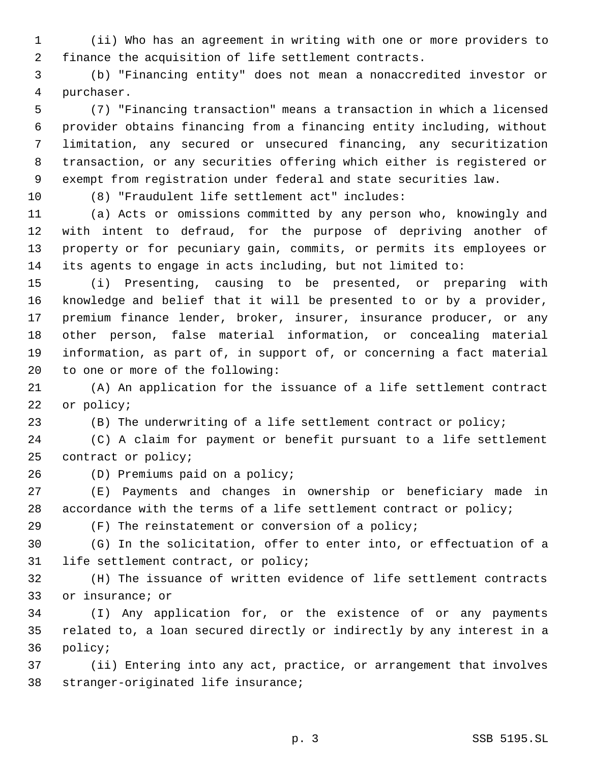(ii) Who has an agreement in writing with one or more providers to finance the acquisition of life settlement contracts.

(b) "Financing entity" does not mean a nonaccredited investor or purchaser.

(7) "Financing transaction" means a transaction in which a licensed provider obtains financing from a financing entity including, without limitation, any secured or unsecured financing, any securitization transaction, or any securities offering which either is registered or exempt from registration under federal and state securities law.

(8) "Fraudulent life settlement act" includes:

(a) Acts or omissions committed by any person who, knowingly and with intent to defraud, for the purpose of depriving another of property or for pecuniary gain, commits, or permits its employees or its agents to engage in acts including, but not limited to:

(i) Presenting, causing to be presented, or preparing with knowledge and belief that it will be presented to or by a provider, premium finance lender, broker, insurer, insurance producer, or any other person, false material information, or concealing material information, as part of, in support of, or concerning a fact material to one or more of the following:

(A) An application for the issuance of a life settlement contract or policy;

(B) The underwriting of a life settlement contract or policy;

(C) A claim for payment or benefit pursuant to a life settlement contract or policy;

(D) Premiums paid on a policy;

(E) Payments and changes in ownership or beneficiary made in accordance with the terms of a life settlement contract or policy;

(F) The reinstatement or conversion of a policy;

(G) In the solicitation, offer to enter into, or effectuation of a life settlement contract, or policy;

(H) The issuance of written evidence of life settlement contracts or insurance; or

(I) Any application for, or the existence of or any payments related to, a loan secured directly or indirectly by any interest in a policy;

(ii) Entering into any act, practice, or arrangement that involves stranger-originated life insurance;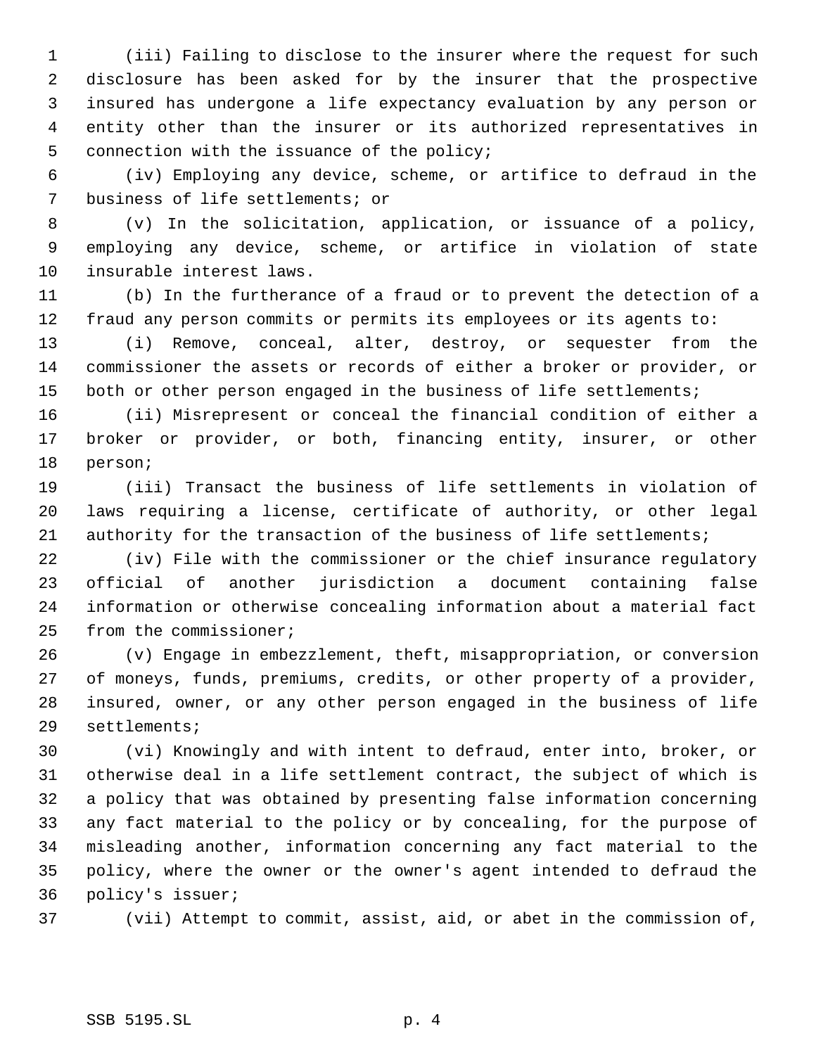(iii) Failing to disclose to the insurer where the request for such disclosure has been asked for by the insurer that the prospective insured has undergone a life expectancy evaluation by any person or entity other than the insurer or its authorized representatives in connection with the issuance of the policy;

(iv) Employing any device, scheme, or artifice to defraud in the business of life settlements; or

(v) In the solicitation, application, or issuance of a policy, employing any device, scheme, or artifice in violation of state insurable interest laws.

(b) In the furtherance of a fraud or to prevent the detection of a fraud any person commits or permits its employees or its agents to:

(i) Remove, conceal, alter, destroy, or sequester from the commissioner the assets or records of either a broker or provider, or both or other person engaged in the business of life settlements;

(ii) Misrepresent or conceal the financial condition of either a broker or provider, or both, financing entity, insurer, or other person;

(iii) Transact the business of life settlements in violation of laws requiring a license, certificate of authority, or other legal authority for the transaction of the business of life settlements;

(iv) File with the commissioner or the chief insurance regulatory official of another jurisdiction a document containing false information or otherwise concealing information about a material fact from the commissioner;

(v) Engage in embezzlement, theft, misappropriation, or conversion of moneys, funds, premiums, credits, or other property of a provider, insured, owner, or any other person engaged in the business of life settlements;

(vi) Knowingly and with intent to defraud, enter into, broker, or otherwise deal in a life settlement contract, the subject of which is a policy that was obtained by presenting false information concerning any fact material to the policy or by concealing, for the purpose of misleading another, information concerning any fact material to the policy, where the owner or the owner's agent intended to defraud the policy's issuer;

(vii) Attempt to commit, assist, aid, or abet in the commission of,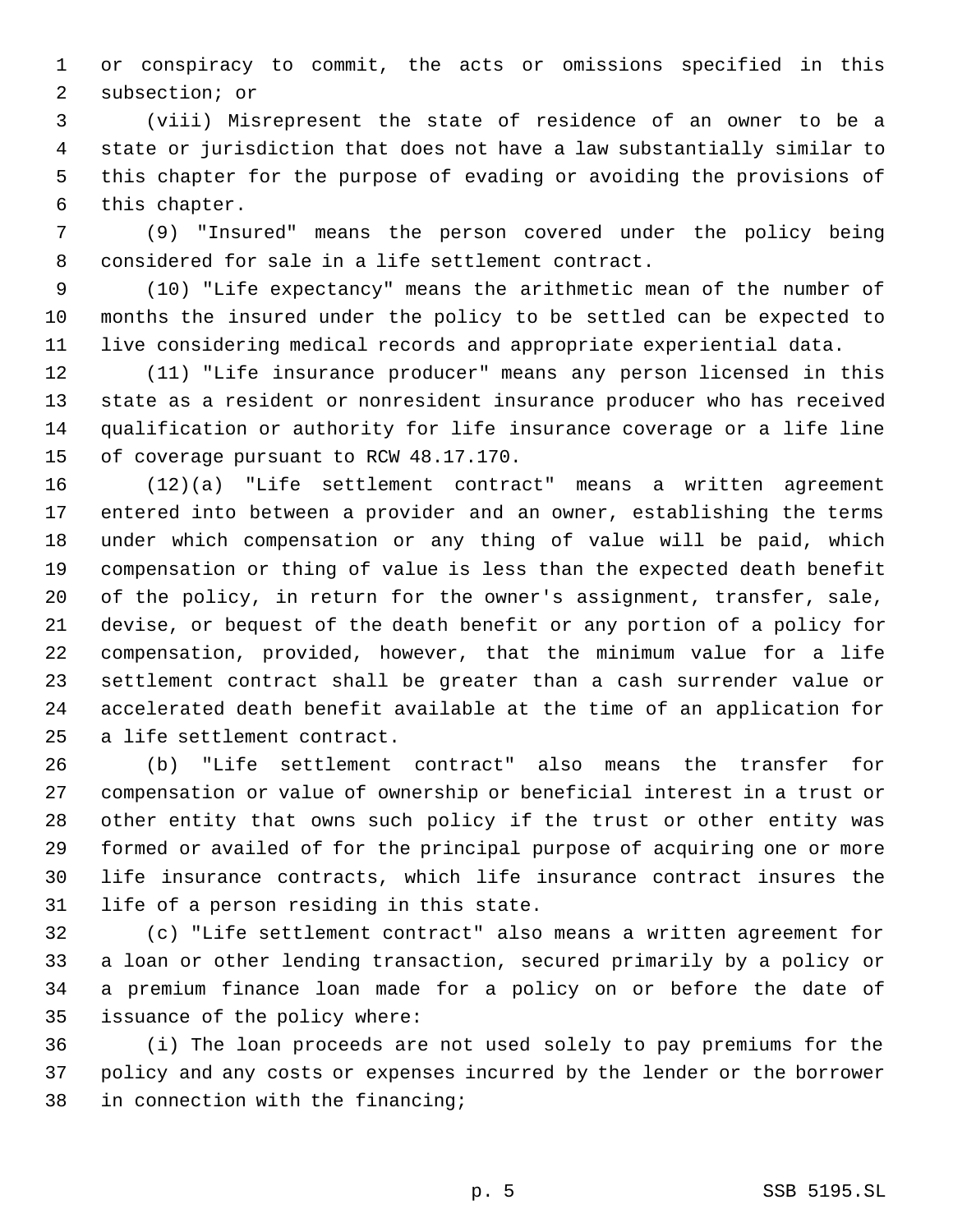or conspiracy to commit, the acts or omissions specified in this subsection; or

(viii) Misrepresent the state of residence of an owner to be a state or jurisdiction that does not have a law substantially similar to this chapter for the purpose of evading or avoiding the provisions of this chapter.

(9) "Insured" means the person covered under the policy being considered for sale in a life settlement contract.

(10) "Life expectancy" means the arithmetic mean of the number of months the insured under the policy to be settled can be expected to live considering medical records and appropriate experiential data.

(11) "Life insurance producer" means any person licensed in this state as a resident or nonresident insurance producer who has received qualification or authority for life insurance coverage or a life line of coverage pursuant to RCW 48.17.170.

(12)(a) "Life settlement contract" means a written agreement entered into between a provider and an owner, establishing the terms under which compensation or any thing of value will be paid, which compensation or thing of value is less than the expected death benefit of the policy, in return for the owner's assignment, transfer, sale, devise, or bequest of the death benefit or any portion of a policy for compensation, provided, however, that the minimum value for a life settlement contract shall be greater than a cash surrender value or accelerated death benefit available at the time of an application for a life settlement contract.

(b) "Life settlement contract" also means the transfer for compensation or value of ownership or beneficial interest in a trust or other entity that owns such policy if the trust or other entity was formed or availed of for the principal purpose of acquiring one or more life insurance contracts, which life insurance contract insures the life of a person residing in this state.

(c) "Life settlement contract" also means a written agreement for a loan or other lending transaction, secured primarily by a policy or a premium finance loan made for a policy on or before the date of issuance of the policy where:

(i) The loan proceeds are not used solely to pay premiums for the policy and any costs or expenses incurred by the lender or the borrower in connection with the financing;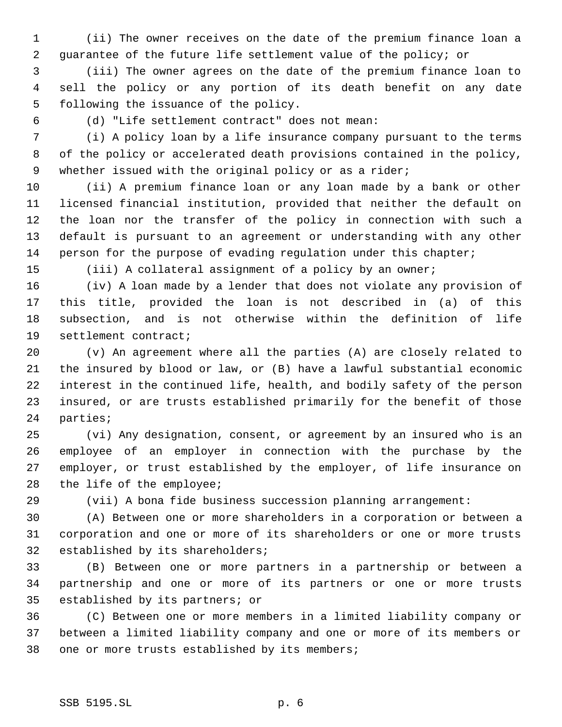(ii) The owner receives on the date of the premium finance loan a guarantee of the future life settlement value of the policy; or

(iii) The owner agrees on the date of the premium finance loan to sell the policy or any portion of its death benefit on any date following the issuance of the policy.

(d) "Life settlement contract" does not mean:

(i) A policy loan by a life insurance company pursuant to the terms of the policy or accelerated death provisions contained in the policy, whether issued with the original policy or as a rider;

(ii) A premium finance loan or any loan made by a bank or other licensed financial institution, provided that neither the default on the loan nor the transfer of the policy in connection with such a default is pursuant to an agreement or understanding with any other person for the purpose of evading regulation under this chapter;

(iii) A collateral assignment of a policy by an owner;

(iv) A loan made by a lender that does not violate any provision of this title, provided the loan is not described in (a) of this subsection, and is not otherwise within the definition of life settlement contract;

(v) An agreement where all the parties (A) are closely related to the insured by blood or law, or (B) have a lawful substantial economic interest in the continued life, health, and bodily safety of the person insured, or are trusts established primarily for the benefit of those parties;

(vi) Any designation, consent, or agreement by an insured who is an employee of an employer in connection with the purchase by the employer, or trust established by the employer, of life insurance on the life of the employee;

(vii) A bona fide business succession planning arrangement:

(A) Between one or more shareholders in a corporation or between a corporation and one or more of its shareholders or one or more trusts established by its shareholders;

(B) Between one or more partners in a partnership or between a partnership and one or more of its partners or one or more trusts established by its partners; or

(C) Between one or more members in a limited liability company or between a limited liability company and one or more of its members or one or more trusts established by its members;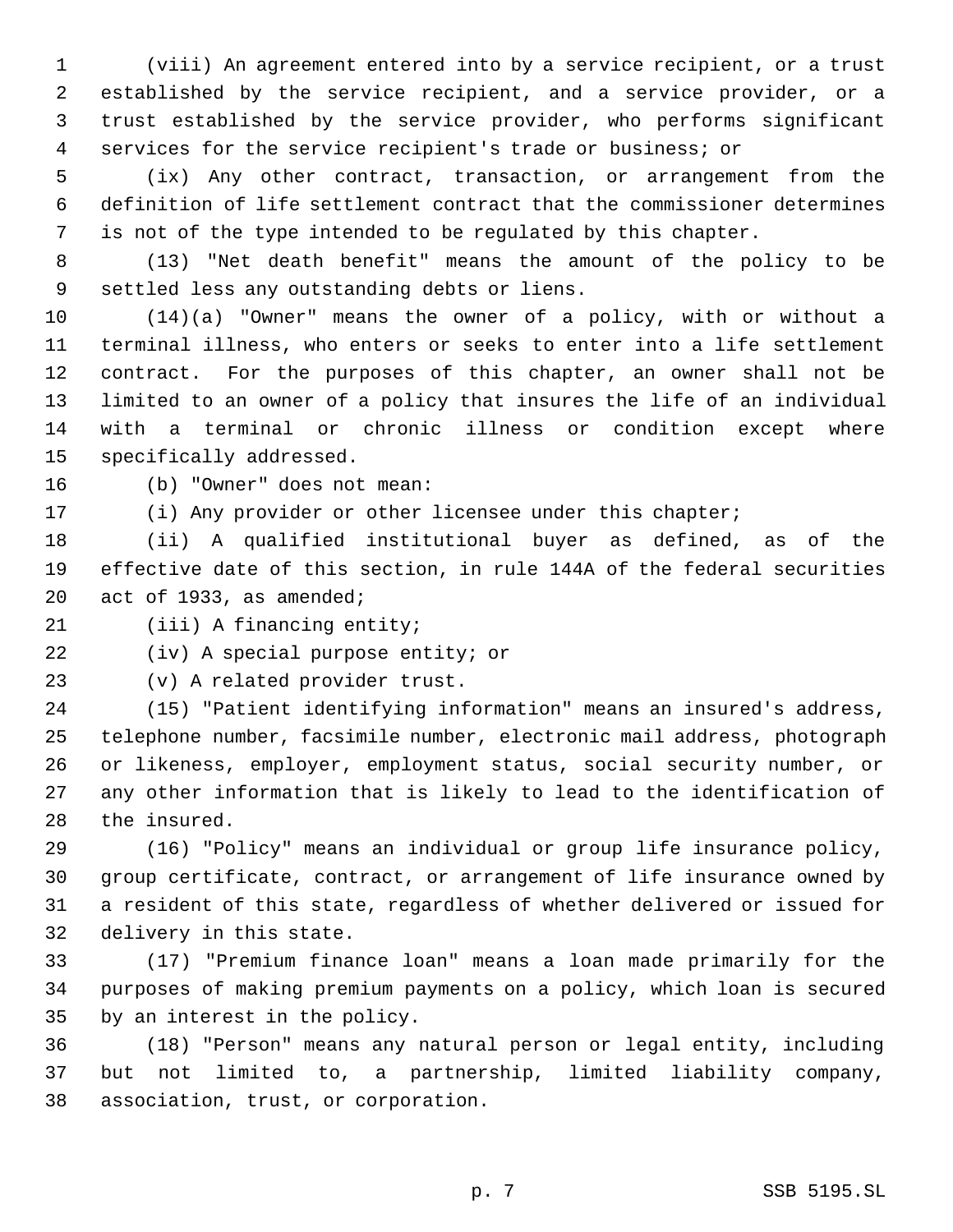(viii) An agreement entered into by a service recipient, or a trust established by the service recipient, and a service provider, or a trust established by the service provider, who performs significant services for the service recipient's trade or business; or

(ix) Any other contract, transaction, or arrangement from the definition of life settlement contract that the commissioner determines is not of the type intended to be regulated by this chapter.

(13) "Net death benefit" means the amount of the policy to be settled less any outstanding debts or liens.

(14)(a) "Owner" means the owner of a policy, with or without a terminal illness, who enters or seeks to enter into a life settlement contract. For the purposes of this chapter, an owner shall not be limited to an owner of a policy that insures the life of an individual with a terminal or chronic illness or condition except where specifically addressed.

(b) "Owner" does not mean:

(i) Any provider or other licensee under this chapter;

(ii) A qualified institutional buyer as defined, as of the effective date of this section, in rule 144A of the federal securities act of 1933, as amended;

(iii) A financing entity;

(iv) A special purpose entity; or

(v) A related provider trust.

(15) "Patient identifying information" means an insured's address, telephone number, facsimile number, electronic mail address, photograph or likeness, employer, employment status, social security number, or any other information that is likely to lead to the identification of the insured.

(16) "Policy" means an individual or group life insurance policy, group certificate, contract, or arrangement of life insurance owned by a resident of this state, regardless of whether delivered or issued for delivery in this state.

(17) "Premium finance loan" means a loan made primarily for the purposes of making premium payments on a policy, which loan is secured by an interest in the policy.

(18) "Person" means any natural person or legal entity, including but not limited to, a partnership, limited liability company, association, trust, or corporation.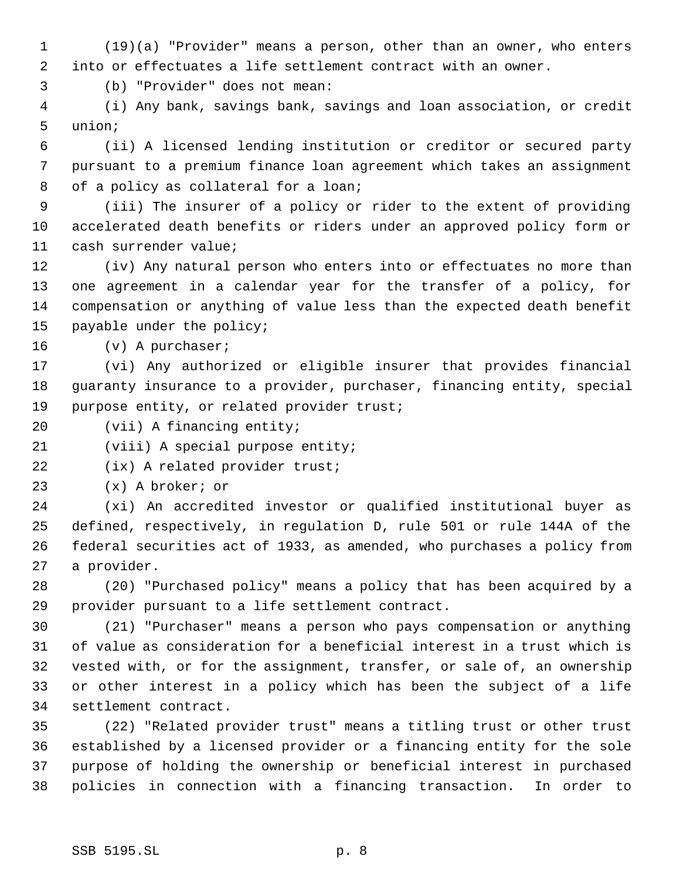(19)(a) "Provider" means a person, other than an owner, who enters into or effectuates a life settlement contract with an owner.

(b) "Provider" does not mean:

(i) Any bank, savings bank, savings and loan association, or credit union;

(ii) A licensed lending institution or creditor or secured party pursuant to a premium finance loan agreement which takes an assignment of a policy as collateral for a loan;

(iii) The insurer of a policy or rider to the extent of providing accelerated death benefits or riders under an approved policy form or cash surrender value;

(iv) Any natural person who enters into or effectuates no more than one agreement in a calendar year for the transfer of a policy, for compensation or anything of value less than the expected death benefit payable under the policy;

(v) A purchaser;

(vi) Any authorized or eligible insurer that provides financial guaranty insurance to a provider, purchaser, financing entity, special purpose entity, or related provider trust;

(vii) A financing entity;

(viii) A special purpose entity;

(ix) A related provider trust;

(x) A broker; or

(xi) An accredited investor or qualified institutional buyer as defined, respectively, in regulation D, rule 501 or rule 144A of the federal securities act of 1933, as amended, who purchases a policy from a provider.

(20) "Purchased policy" means a policy that has been acquired by a provider pursuant to a life settlement contract.

(21) "Purchaser" means a person who pays compensation or anything of value as consideration for a beneficial interest in a trust which is vested with, or for the assignment, transfer, or sale of, an ownership or other interest in a policy which has been the subject of a life settlement contract.

(22) "Related provider trust" means a titling trust or other trust established by a licensed provider or a financing entity for the sole purpose of holding the ownership or beneficial interest in purchased policies in connection with a financing transaction. In order to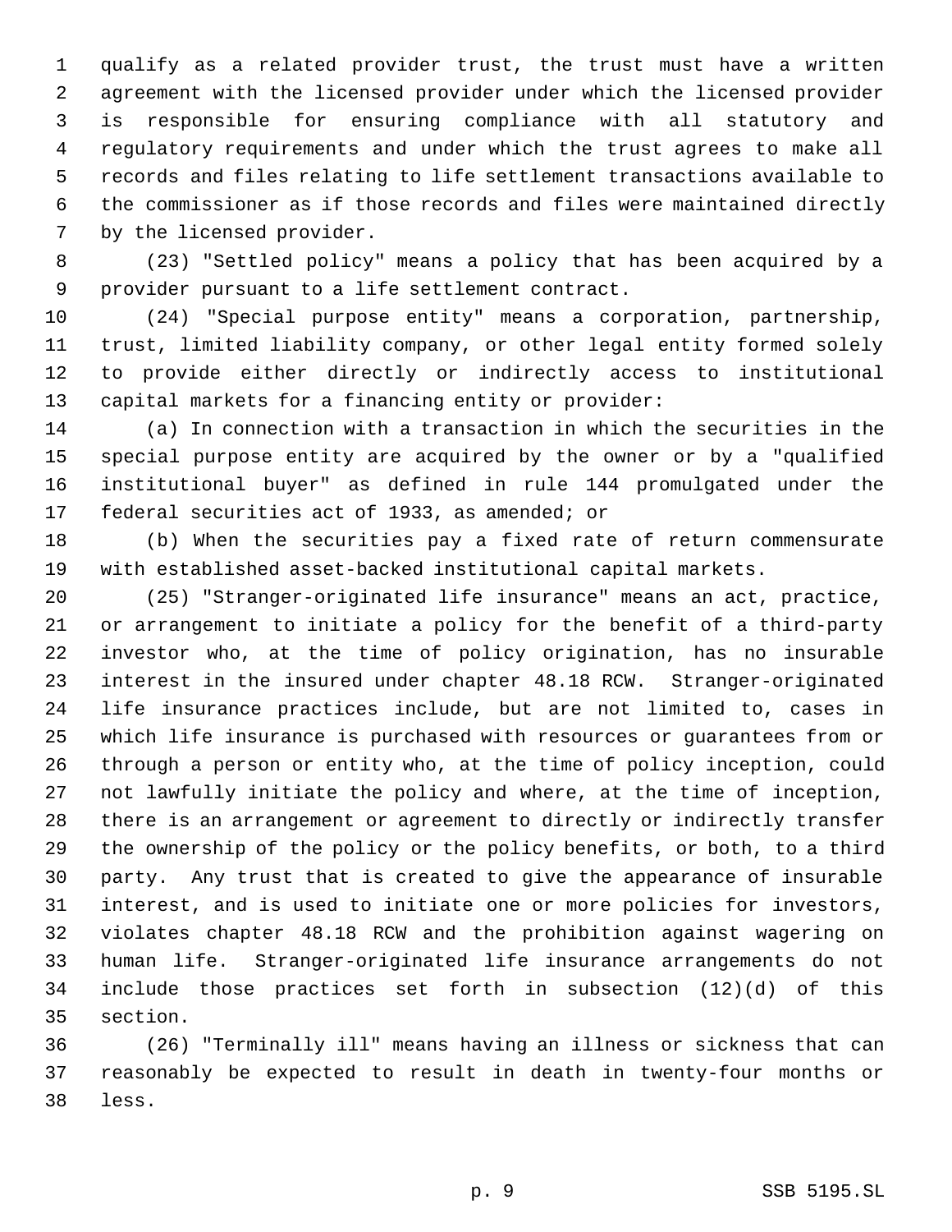qualify as a related provider trust, the trust must have a written agreement with the licensed provider under which the licensed provider is responsible for ensuring compliance with all statutory and regulatory requirements and under which the trust agrees to make all records and files relating to life settlement transactions available to the commissioner as if those records and files were maintained directly by the licensed provider.

(23) "Settled policy" means a policy that has been acquired by a provider pursuant to a life settlement contract.

(24) "Special purpose entity" means a corporation, partnership, trust, limited liability company, or other legal entity formed solely to provide either directly or indirectly access to institutional capital markets for a financing entity or provider:

(a) In connection with a transaction in which the securities in the special purpose entity are acquired by the owner or by a "qualified institutional buyer" as defined in rule 144 promulgated under the federal securities act of 1933, as amended; or

(b) When the securities pay a fixed rate of return commensurate with established asset-backed institutional capital markets.

(25) "Stranger-originated life insurance" means an act, practice, or arrangement to initiate a policy for the benefit of a third-party investor who, at the time of policy origination, has no insurable interest in the insured under chapter 48.18 RCW. Stranger-originated life insurance practices include, but are not limited to, cases in which life insurance is purchased with resources or guarantees from or through a person or entity who, at the time of policy inception, could not lawfully initiate the policy and where, at the time of inception, there is an arrangement or agreement to directly or indirectly transfer the ownership of the policy or the policy benefits, or both, to a third party. Any trust that is created to give the appearance of insurable interest, and is used to initiate one or more policies for investors, violates chapter 48.18 RCW and the prohibition against wagering on human life. Stranger-originated life insurance arrangements do not include those practices set forth in subsection (12)(d) of this section.

(26) "Terminally ill" means having an illness or sickness that can reasonably be expected to result in death in twenty-four months or less.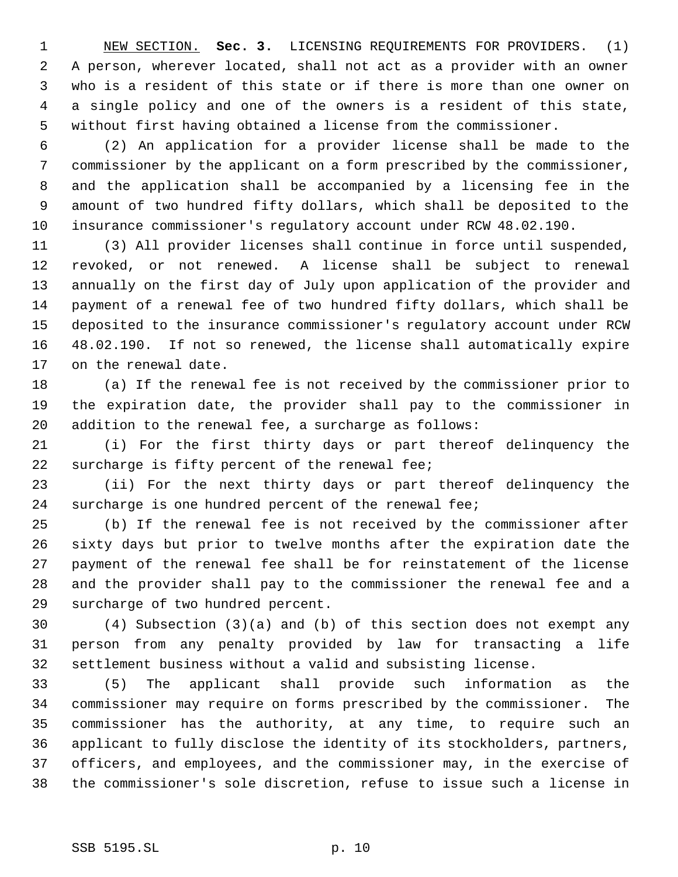NEW SECTION. **Sec. 3.** LICENSING REQUIREMENTS FOR PROVIDERS. (1) A person, wherever located, shall not act as a provider with an owner who is a resident of this state or if there is more than one owner on a single policy and one of the owners is a resident of this state, without first having obtained a license from the commissioner.

(2) An application for a provider license shall be made to the commissioner by the applicant on a form prescribed by the commissioner, and the application shall be accompanied by a licensing fee in the amount of two hundred fifty dollars, which shall be deposited to the insurance commissioner's regulatory account under RCW 48.02.190.

(3) All provider licenses shall continue in force until suspended, revoked, or not renewed. A license shall be subject to renewal annually on the first day of July upon application of the provider and payment of a renewal fee of two hundred fifty dollars, which shall be deposited to the insurance commissioner's regulatory account under RCW 48.02.190. If not so renewed, the license shall automatically expire on the renewal date.

(a) If the renewal fee is not received by the commissioner prior to the expiration date, the provider shall pay to the commissioner in addition to the renewal fee, a surcharge as follows:

(i) For the first thirty days or part thereof delinquency the surcharge is fifty percent of the renewal fee;

(ii) For the next thirty days or part thereof delinquency the surcharge is one hundred percent of the renewal fee;

(b) If the renewal fee is not received by the commissioner after sixty days but prior to twelve months after the expiration date the payment of the renewal fee shall be for reinstatement of the license and the provider shall pay to the commissioner the renewal fee and a surcharge of two hundred percent.

(4) Subsection (3)(a) and (b) of this section does not exempt any person from any penalty provided by law for transacting a life settlement business without a valid and subsisting license.

(5) The applicant shall provide such information as the commissioner may require on forms prescribed by the commissioner. The commissioner has the authority, at any time, to require such an applicant to fully disclose the identity of its stockholders, partners, officers, and employees, and the commissioner may, in the exercise of the commissioner's sole discretion, refuse to issue such a license in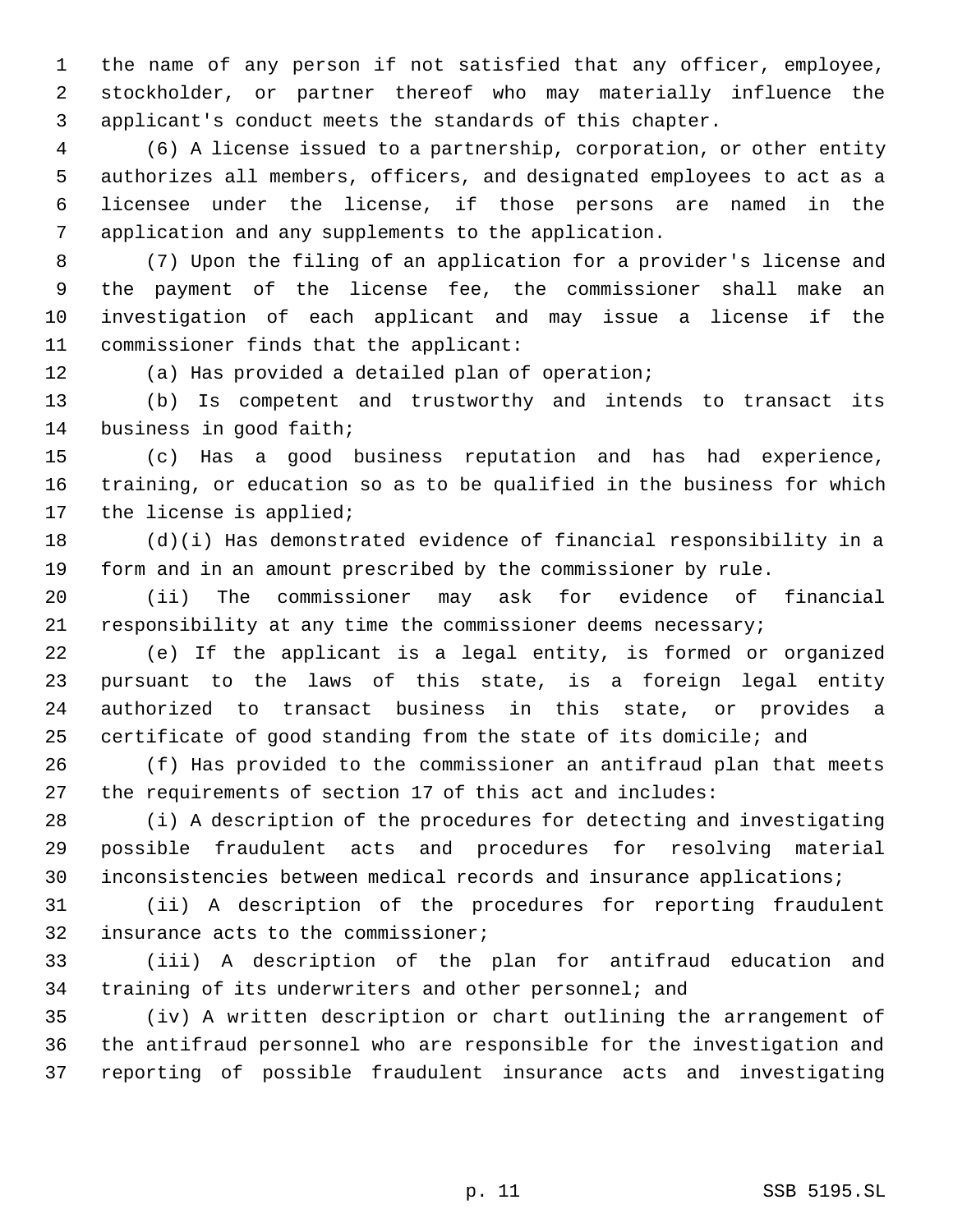the name of any person if not satisfied that any officer, employee, stockholder, or partner thereof who may materially influence the applicant's conduct meets the standards of this chapter.

(6) A license issued to a partnership, corporation, or other entity authorizes all members, officers, and designated employees to act as a licensee under the license, if those persons are named in the application and any supplements to the application.

(7) Upon the filing of an application for a provider's license and the payment of the license fee, the commissioner shall make an investigation of each applicant and may issue a license if the commissioner finds that the applicant:

(a) Has provided a detailed plan of operation;

(b) Is competent and trustworthy and intends to transact its business in good faith;

(c) Has a good business reputation and has had experience, training, or education so as to be qualified in the business for which the license is applied;

(d)(i) Has demonstrated evidence of financial responsibility in a form and in an amount prescribed by the commissioner by rule.

(ii) The commissioner may ask for evidence of financial responsibility at any time the commissioner deems necessary;

(e) If the applicant is a legal entity, is formed or organized pursuant to the laws of this state, is a foreign legal entity authorized to transact business in this state, or provides a certificate of good standing from the state of its domicile; and

(f) Has provided to the commissioner an antifraud plan that meets the requirements of section 17 of this act and includes:

(i) A description of the procedures for detecting and investigating possible fraudulent acts and procedures for resolving material inconsistencies between medical records and insurance applications;

(ii) A description of the procedures for reporting fraudulent insurance acts to the commissioner;

(iii) A description of the plan for antifraud education and training of its underwriters and other personnel; and

(iv) A written description or chart outlining the arrangement of the antifraud personnel who are responsible for the investigation and reporting of possible fraudulent insurance acts and investigating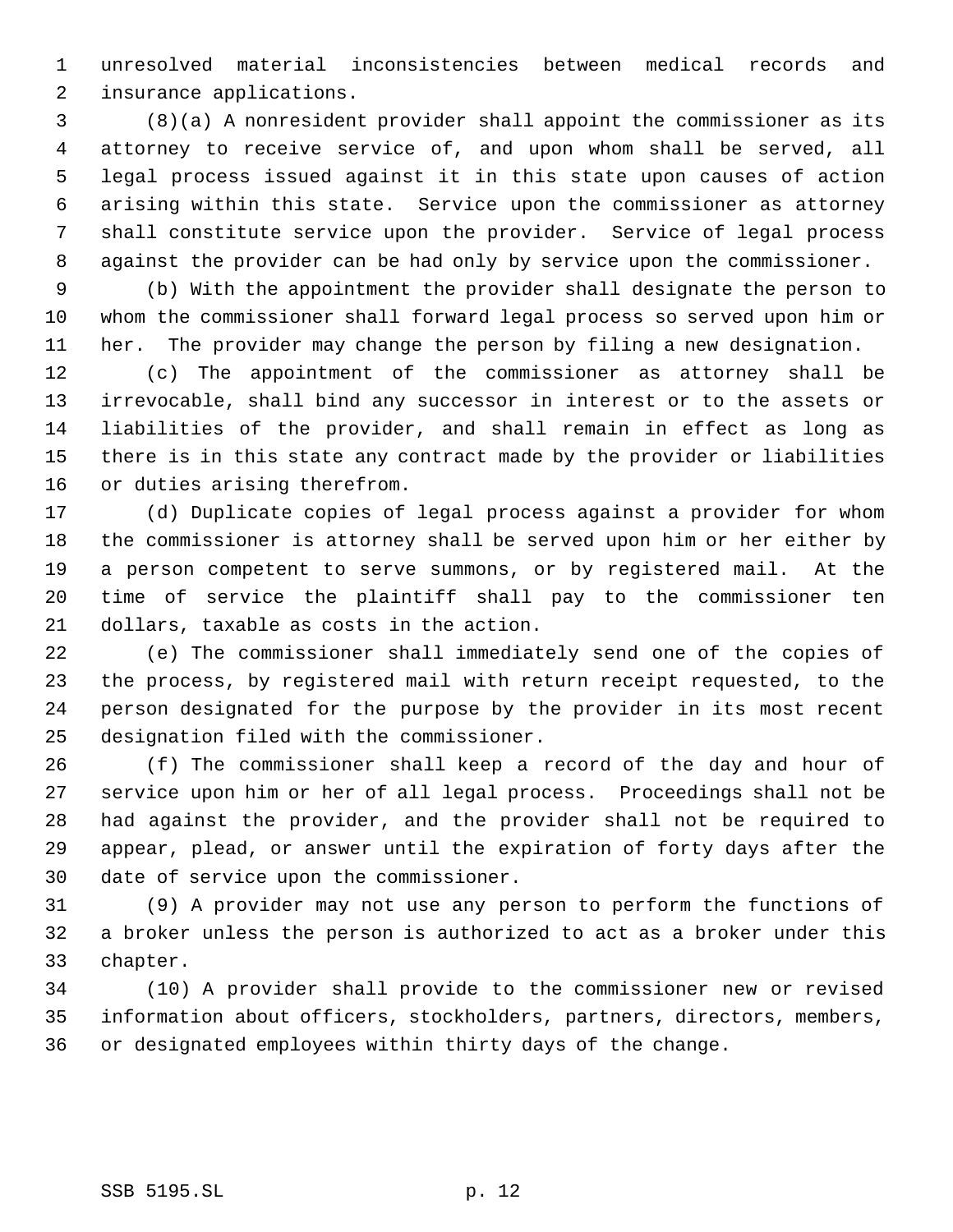unresolved material inconsistencies between medical records and insurance applications.

(8)(a) A nonresident provider shall appoint the commissioner as its attorney to receive service of, and upon whom shall be served, all legal process issued against it in this state upon causes of action arising within this state. Service upon the commissioner as attorney shall constitute service upon the provider. Service of legal process against the provider can be had only by service upon the commissioner.

(b) With the appointment the provider shall designate the person to whom the commissioner shall forward legal process so served upon him or her. The provider may change the person by filing a new designation.

(c) The appointment of the commissioner as attorney shall be irrevocable, shall bind any successor in interest or to the assets or liabilities of the provider, and shall remain in effect as long as there is in this state any contract made by the provider or liabilities or duties arising therefrom.

(d) Duplicate copies of legal process against a provider for whom the commissioner is attorney shall be served upon him or her either by a person competent to serve summons, or by registered mail. At the time of service the plaintiff shall pay to the commissioner ten dollars, taxable as costs in the action.

(e) The commissioner shall immediately send one of the copies of the process, by registered mail with return receipt requested, to the person designated for the purpose by the provider in its most recent designation filed with the commissioner.

(f) The commissioner shall keep a record of the day and hour of service upon him or her of all legal process. Proceedings shall not be had against the provider, and the provider shall not be required to appear, plead, or answer until the expiration of forty days after the date of service upon the commissioner.

(9) A provider may not use any person to perform the functions of a broker unless the person is authorized to act as a broker under this chapter.

(10) A provider shall provide to the commissioner new or revised information about officers, stockholders, partners, directors, members, or designated employees within thirty days of the change.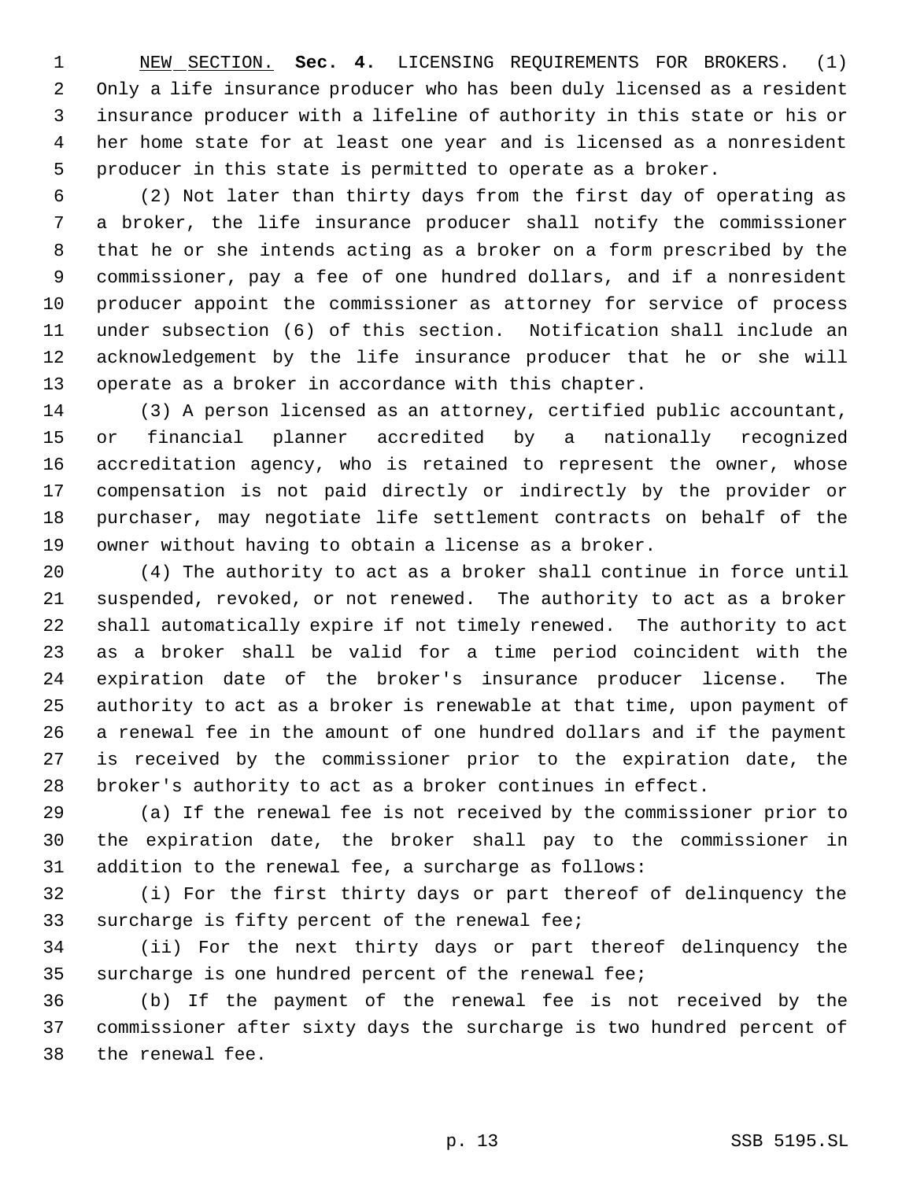NEW SECTION. **Sec. 4.** LICENSING REQUIREMENTS FOR BROKERS. (1) Only a life insurance producer who has been duly licensed as a resident insurance producer with a lifeline of authority in this state or his or her home state for at least one year and is licensed as a nonresident producer in this state is permitted to operate as a broker.

(2) Not later than thirty days from the first day of operating as a broker, the life insurance producer shall notify the commissioner that he or she intends acting as a broker on a form prescribed by the commissioner, pay a fee of one hundred dollars, and if a nonresident producer appoint the commissioner as attorney for service of process under subsection (6) of this section. Notification shall include an acknowledgement by the life insurance producer that he or she will operate as a broker in accordance with this chapter.

(3) A person licensed as an attorney, certified public accountant, or financial planner accredited by a nationally recognized accreditation agency, who is retained to represent the owner, whose compensation is not paid directly or indirectly by the provider or purchaser, may negotiate life settlement contracts on behalf of the owner without having to obtain a license as a broker.

(4) The authority to act as a broker shall continue in force until suspended, revoked, or not renewed. The authority to act as a broker shall automatically expire if not timely renewed. The authority to act as a broker shall be valid for a time period coincident with the expiration date of the broker's insurance producer license. The authority to act as a broker is renewable at that time, upon payment of a renewal fee in the amount of one hundred dollars and if the payment is received by the commissioner prior to the expiration date, the broker's authority to act as a broker continues in effect.

(a) If the renewal fee is not received by the commissioner prior to the expiration date, the broker shall pay to the commissioner in addition to the renewal fee, a surcharge as follows:

(i) For the first thirty days or part thereof of delinquency the surcharge is fifty percent of the renewal fee;

(ii) For the next thirty days or part thereof delinquency the surcharge is one hundred percent of the renewal fee;

(b) If the payment of the renewal fee is not received by the commissioner after sixty days the surcharge is two hundred percent of the renewal fee.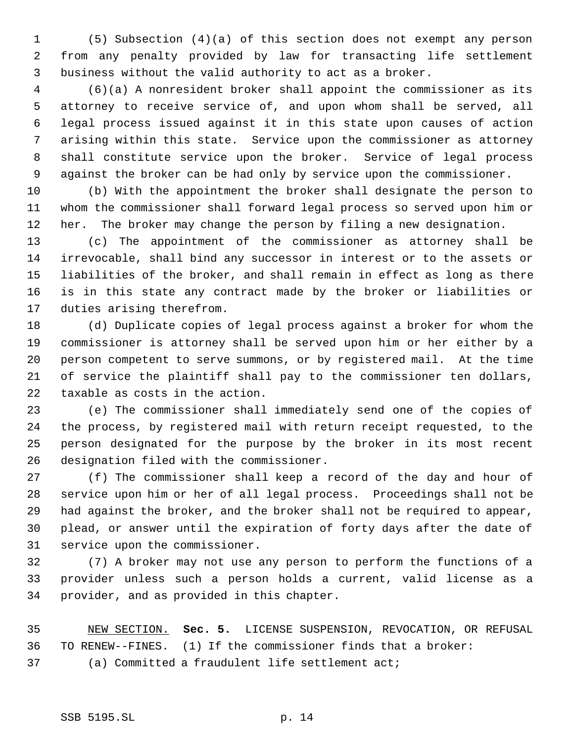(5) Subsection (4)(a) of this section does not exempt any person from any penalty provided by law for transacting life settlement business without the valid authority to act as a broker.

(6)(a) A nonresident broker shall appoint the commissioner as its attorney to receive service of, and upon whom shall be served, all legal process issued against it in this state upon causes of action arising within this state. Service upon the commissioner as attorney shall constitute service upon the broker. Service of legal process against the broker can be had only by service upon the commissioner.

(b) With the appointment the broker shall designate the person to whom the commissioner shall forward legal process so served upon him or her. The broker may change the person by filing a new designation.

(c) The appointment of the commissioner as attorney shall be irrevocable, shall bind any successor in interest or to the assets or liabilities of the broker, and shall remain in effect as long as there is in this state any contract made by the broker or liabilities or duties arising therefrom.

(d) Duplicate copies of legal process against a broker for whom the commissioner is attorney shall be served upon him or her either by a person competent to serve summons, or by registered mail. At the time of service the plaintiff shall pay to the commissioner ten dollars, taxable as costs in the action.

(e) The commissioner shall immediately send one of the copies of the process, by registered mail with return receipt requested, to the person designated for the purpose by the broker in its most recent designation filed with the commissioner.

(f) The commissioner shall keep a record of the day and hour of service upon him or her of all legal process. Proceedings shall not be had against the broker, and the broker shall not be required to appear, plead, or answer until the expiration of forty days after the date of service upon the commissioner.

(7) A broker may not use any person to perform the functions of a provider unless such a person holds a current, valid license as a provider, and as provided in this chapter.

NEW SECTION. **Sec. 5.** LICENSE SUSPENSION, REVOCATION, OR REFUSAL TO RENEW--FINES. (1) If the commissioner finds that a broker:

(a) Committed a fraudulent life settlement act;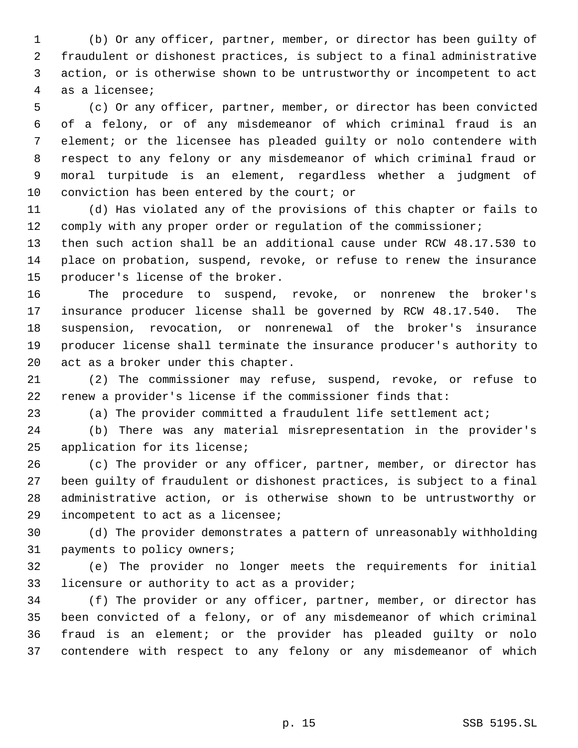(b) Or any officer, partner, member, or director has been guilty of fraudulent or dishonest practices, is subject to a final administrative action, or is otherwise shown to be untrustworthy or incompetent to act as a licensee;

(c) Or any officer, partner, member, or director has been convicted of a felony, or of any misdemeanor of which criminal fraud is an element; or the licensee has pleaded guilty or nolo contendere with respect to any felony or any misdemeanor of which criminal fraud or moral turpitude is an element, regardless whether a judgment of conviction has been entered by the court; or

(d) Has violated any of the provisions of this chapter or fails to comply with any proper order or regulation of the commissioner;

then such action shall be an additional cause under RCW 48.17.530 to place on probation, suspend, revoke, or refuse to renew the insurance producer's license of the broker.

The procedure to suspend, revoke, or nonrenew the broker's insurance producer license shall be governed by RCW 48.17.540. The suspension, revocation, or nonrenewal of the broker's insurance producer license shall terminate the insurance producer's authority to act as a broker under this chapter.

(2) The commissioner may refuse, suspend, revoke, or refuse to renew a provider's license if the commissioner finds that:

(a) The provider committed a fraudulent life settlement act;

(b) There was any material misrepresentation in the provider's application for its license;

(c) The provider or any officer, partner, member, or director has been guilty of fraudulent or dishonest practices, is subject to a final administrative action, or is otherwise shown to be untrustworthy or incompetent to act as a licensee;

(d) The provider demonstrates a pattern of unreasonably withholding payments to policy owners;

(e) The provider no longer meets the requirements for initial licensure or authority to act as a provider;

(f) The provider or any officer, partner, member, or director has been convicted of a felony, or of any misdemeanor of which criminal fraud is an element; or the provider has pleaded guilty or nolo contendere with respect to any felony or any misdemeanor of which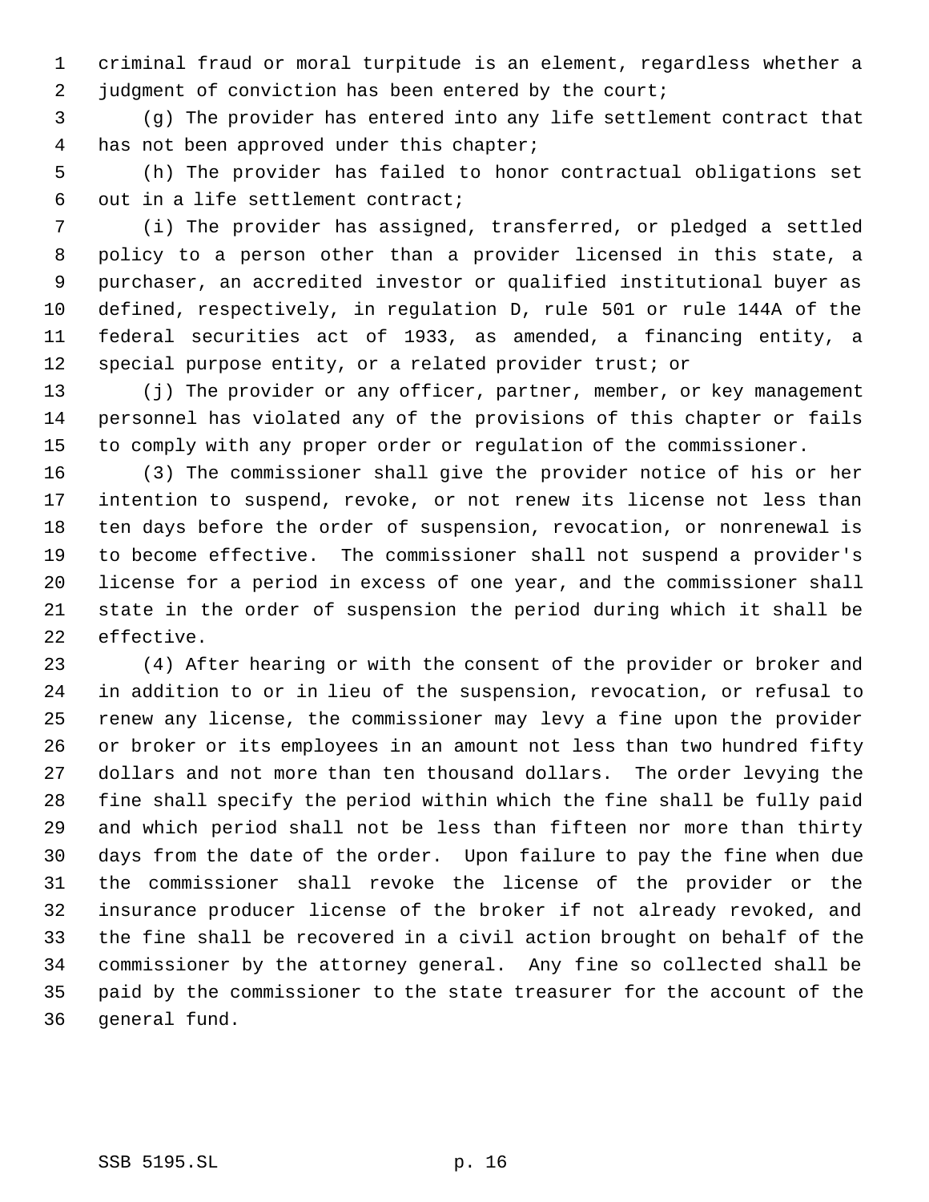criminal fraud or moral turpitude is an element, regardless whether a judgment of conviction has been entered by the court;

(g) The provider has entered into any life settlement contract that has not been approved under this chapter;

(h) The provider has failed to honor contractual obligations set out in a life settlement contract;

(i) The provider has assigned, transferred, or pledged a settled policy to a person other than a provider licensed in this state, a purchaser, an accredited investor or qualified institutional buyer as defined, respectively, in regulation D, rule 501 or rule 144A of the federal securities act of 1933, as amended, a financing entity, a special purpose entity, or a related provider trust; or

(j) The provider or any officer, partner, member, or key management personnel has violated any of the provisions of this chapter or fails to comply with any proper order or regulation of the commissioner.

(3) The commissioner shall give the provider notice of his or her intention to suspend, revoke, or not renew its license not less than ten days before the order of suspension, revocation, or nonrenewal is to become effective. The commissioner shall not suspend a provider's license for a period in excess of one year, and the commissioner shall state in the order of suspension the period during which it shall be effective.

(4) After hearing or with the consent of the provider or broker and in addition to or in lieu of the suspension, revocation, or refusal to renew any license, the commissioner may levy a fine upon the provider or broker or its employees in an amount not less than two hundred fifty dollars and not more than ten thousand dollars. The order levying the fine shall specify the period within which the fine shall be fully paid and which period shall not be less than fifteen nor more than thirty days from the date of the order. Upon failure to pay the fine when due the commissioner shall revoke the license of the provider or the insurance producer license of the broker if not already revoked, and the fine shall be recovered in a civil action brought on behalf of the commissioner by the attorney general. Any fine so collected shall be paid by the commissioner to the state treasurer for the account of the general fund.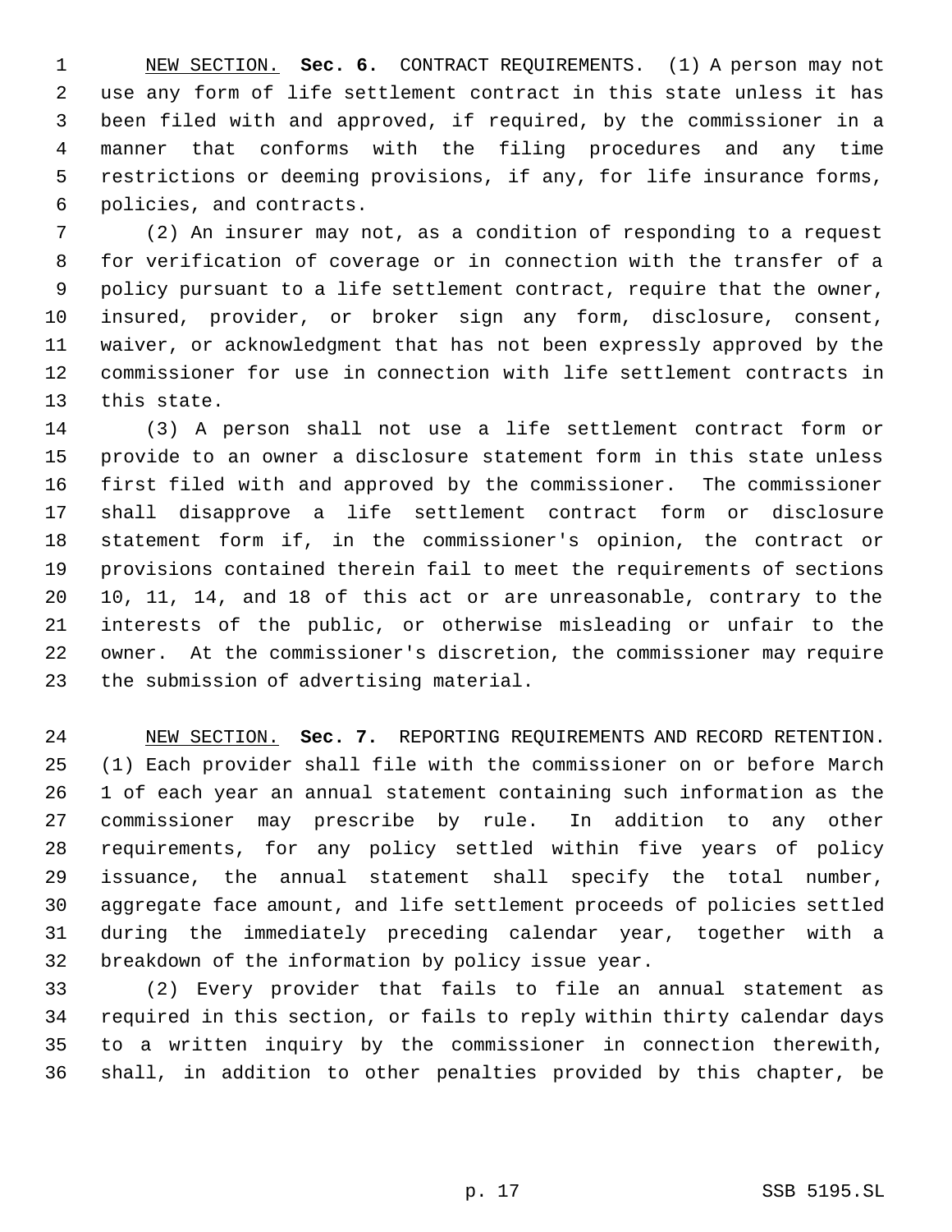NEW SECTION. **Sec. 6.** CONTRACT REQUIREMENTS. (1) A person may not use any form of life settlement contract in this state unless it has been filed with and approved, if required, by the commissioner in a manner that conforms with the filing procedures and any time restrictions or deeming provisions, if any, for life insurance forms, policies, and contracts.

(2) An insurer may not, as a condition of responding to a request for verification of coverage or in connection with the transfer of a policy pursuant to a life settlement contract, require that the owner, insured, provider, or broker sign any form, disclosure, consent, waiver, or acknowledgment that has not been expressly approved by the commissioner for use in connection with life settlement contracts in this state.

(3) A person shall not use a life settlement contract form or provide to an owner a disclosure statement form in this state unless first filed with and approved by the commissioner. The commissioner shall disapprove a life settlement contract form or disclosure statement form if, in the commissioner's opinion, the contract or provisions contained therein fail to meet the requirements of sections 10, 11, 14, and 18 of this act or are unreasonable, contrary to the interests of the public, or otherwise misleading or unfair to the owner. At the commissioner's discretion, the commissioner may require the submission of advertising material.

NEW SECTION. **Sec. 7.** REPORTING REQUIREMENTS AND RECORD RETENTION. (1) Each provider shall file with the commissioner on or before March 1 of each year an annual statement containing such information as the commissioner may prescribe by rule. In addition to any other requirements, for any policy settled within five years of policy issuance, the annual statement shall specify the total number, aggregate face amount, and life settlement proceeds of policies settled during the immediately preceding calendar year, together with a breakdown of the information by policy issue year.

(2) Every provider that fails to file an annual statement as required in this section, or fails to reply within thirty calendar days to a written inquiry by the commissioner in connection therewith, shall, in addition to other penalties provided by this chapter, be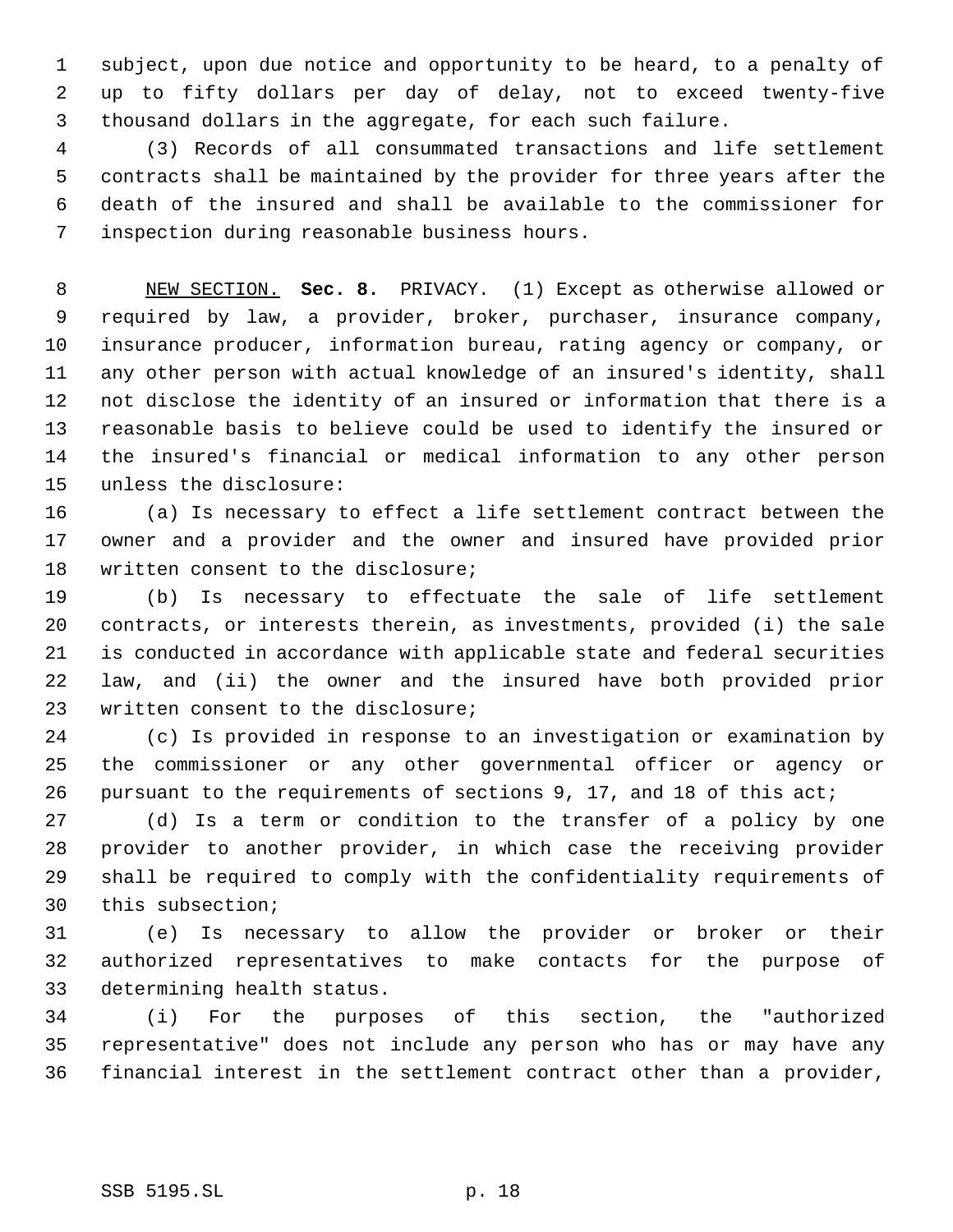subject, upon due notice and opportunity to be heard, to a penalty of up to fifty dollars per day of delay, not to exceed twenty-five thousand dollars in the aggregate, for each such failure.

(3) Records of all consummated transactions and life settlement contracts shall be maintained by the provider for three years after the death of the insured and shall be available to the commissioner for inspection during reasonable business hours.

NEW SECTION. **Sec. 8.** PRIVACY. (1) Except as otherwise allowed or required by law, a provider, broker, purchaser, insurance company, insurance producer, information bureau, rating agency or company, or any other person with actual knowledge of an insured's identity, shall not disclose the identity of an insured or information that there is a reasonable basis to believe could be used to identify the insured or the insured's financial or medical information to any other person unless the disclosure:

(a) Is necessary to effect a life settlement contract between the owner and a provider and the owner and insured have provided prior written consent to the disclosure;

(b) Is necessary to effectuate the sale of life settlement contracts, or interests therein, as investments, provided (i) the sale is conducted in accordance with applicable state and federal securities law, and (ii) the owner and the insured have both provided prior written consent to the disclosure;

(c) Is provided in response to an investigation or examination by the commissioner or any other governmental officer or agency or pursuant to the requirements of sections 9, 17, and 18 of this act;

(d) Is a term or condition to the transfer of a policy by one provider to another provider, in which case the receiving provider shall be required to comply with the confidentiality requirements of this subsection;

(e) Is necessary to allow the provider or broker or their authorized representatives to make contacts for the purpose of determining health status.

(i) For the purposes of this section, the "authorized representative" does not include any person who has or may have any financial interest in the settlement contract other than a provider,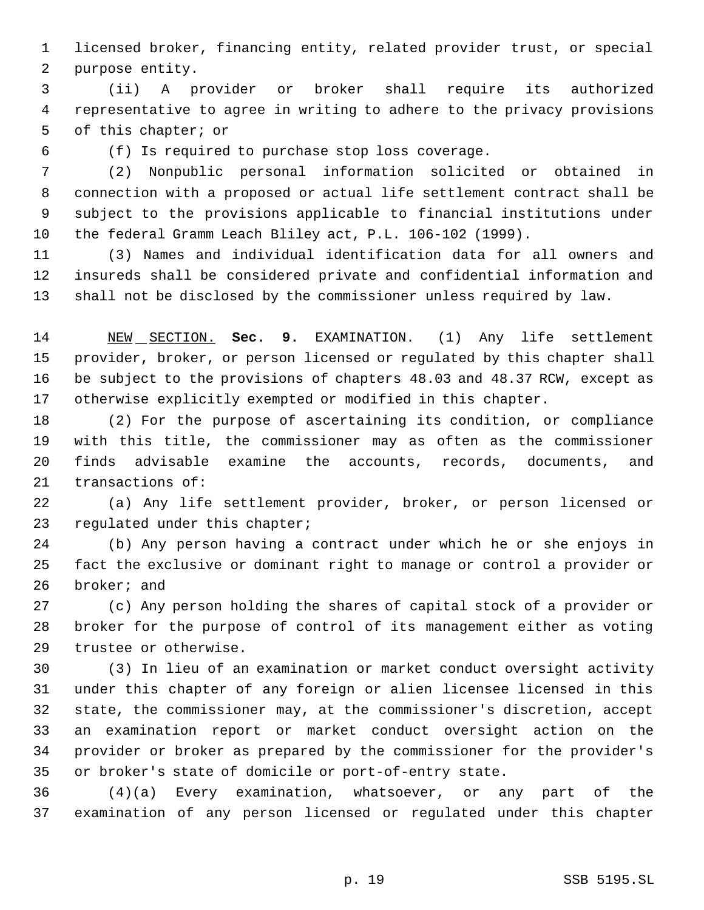licensed broker, financing entity, related provider trust, or special purpose entity.

(ii) A provider or broker shall require its authorized representative to agree in writing to adhere to the privacy provisions of this chapter; or

(f) Is required to purchase stop loss coverage.

(2) Nonpublic personal information solicited or obtained in connection with a proposed or actual life settlement contract shall be subject to the provisions applicable to financial institutions under the federal Gramm Leach Bliley act, P.L. 106-102 (1999).

(3) Names and individual identification data for all owners and insureds shall be considered private and confidential information and shall not be disclosed by the commissioner unless required by law.

NEW SECTION. **Sec. 9.** EXAMINATION. (1) Any life settlement provider, broker, or person licensed or regulated by this chapter shall be subject to the provisions of chapters 48.03 and 48.37 RCW, except as otherwise explicitly exempted or modified in this chapter.

(2) For the purpose of ascertaining its condition, or compliance with this title, the commissioner may as often as the commissioner finds advisable examine the accounts, records, documents, and transactions of:

(a) Any life settlement provider, broker, or person licensed or regulated under this chapter;

(b) Any person having a contract under which he or she enjoys in fact the exclusive or dominant right to manage or control a provider or broker; and

(c) Any person holding the shares of capital stock of a provider or broker for the purpose of control of its management either as voting trustee or otherwise.

(3) In lieu of an examination or market conduct oversight activity under this chapter of any foreign or alien licensee licensed in this state, the commissioner may, at the commissioner's discretion, accept an examination report or market conduct oversight action on the provider or broker as prepared by the commissioner for the provider's or broker's state of domicile or port-of-entry state.

(4)(a) Every examination, whatsoever, or any part of the examination of any person licensed or regulated under this chapter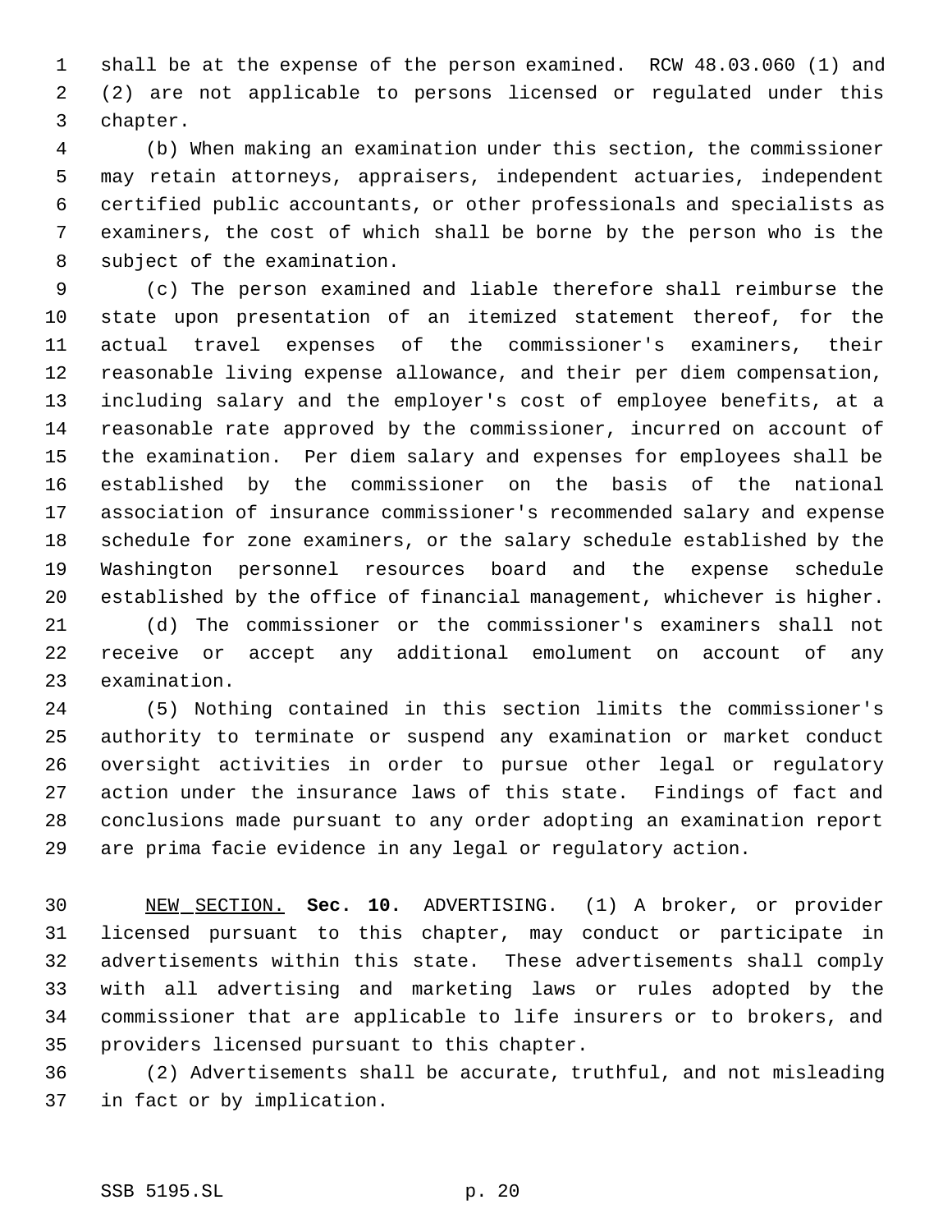shall be at the expense of the person examined. RCW 48.03.060 (1) and (2) are not applicable to persons licensed or regulated under this chapter.

(b) When making an examination under this section, the commissioner may retain attorneys, appraisers, independent actuaries, independent certified public accountants, or other professionals and specialists as examiners, the cost of which shall be borne by the person who is the subject of the examination.

(c) The person examined and liable therefore shall reimburse the state upon presentation of an itemized statement thereof, for the actual travel expenses of the commissioner's examiners, their reasonable living expense allowance, and their per diem compensation, including salary and the employer's cost of employee benefits, at a reasonable rate approved by the commissioner, incurred on account of the examination. Per diem salary and expenses for employees shall be established by the commissioner on the basis of the national association of insurance commissioner's recommended salary and expense schedule for zone examiners, or the salary schedule established by the Washington personnel resources board and the expense schedule established by the office of financial management, whichever is higher.

(d) The commissioner or the commissioner's examiners shall not receive or accept any additional emolument on account of any examination.

(5) Nothing contained in this section limits the commissioner's authority to terminate or suspend any examination or market conduct oversight activities in order to pursue other legal or regulatory action under the insurance laws of this state. Findings of fact and conclusions made pursuant to any order adopting an examination report are prima facie evidence in any legal or regulatory action.

NEW SECTION. **Sec. 10.** ADVERTISING. (1) A broker, or provider licensed pursuant to this chapter, may conduct or participate in advertisements within this state. These advertisements shall comply with all advertising and marketing laws or rules adopted by the commissioner that are applicable to life insurers or to brokers, and providers licensed pursuant to this chapter.

(2) Advertisements shall be accurate, truthful, and not misleading in fact or by implication.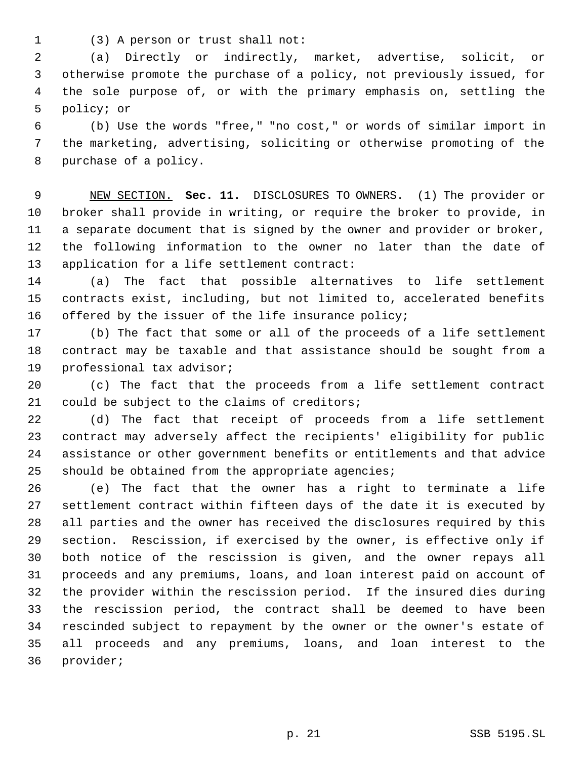(3) A person or trust shall not:

(a) Directly or indirectly, market, advertise, solicit, or otherwise promote the purchase of a policy, not previously issued, for the sole purpose of, or with the primary emphasis on, settling the policy; or

(b) Use the words "free," "no cost," or words of similar import in the marketing, advertising, soliciting or otherwise promoting of the purchase of a policy.

NEW SECTION. **Sec. 11.** DISCLOSURES TO OWNERS. (1) The provider or broker shall provide in writing, or require the broker to provide, in a separate document that is signed by the owner and provider or broker, the following information to the owner no later than the date of application for a life settlement contract:

(a) The fact that possible alternatives to life settlement contracts exist, including, but not limited to, accelerated benefits offered by the issuer of the life insurance policy;

(b) The fact that some or all of the proceeds of a life settlement contract may be taxable and that assistance should be sought from a professional tax advisor;

(c) The fact that the proceeds from a life settlement contract could be subject to the claims of creditors;

(d) The fact that receipt of proceeds from a life settlement contract may adversely affect the recipients' eligibility for public assistance or other government benefits or entitlements and that advice should be obtained from the appropriate agencies;

(e) The fact that the owner has a right to terminate a life settlement contract within fifteen days of the date it is executed by all parties and the owner has received the disclosures required by this section. Rescission, if exercised by the owner, is effective only if both notice of the rescission is given, and the owner repays all proceeds and any premiums, loans, and loan interest paid on account of the provider within the rescission period. If the insured dies during the rescission period, the contract shall be deemed to have been rescinded subject to repayment by the owner or the owner's estate of all proceeds and any premiums, loans, and loan interest to the provider;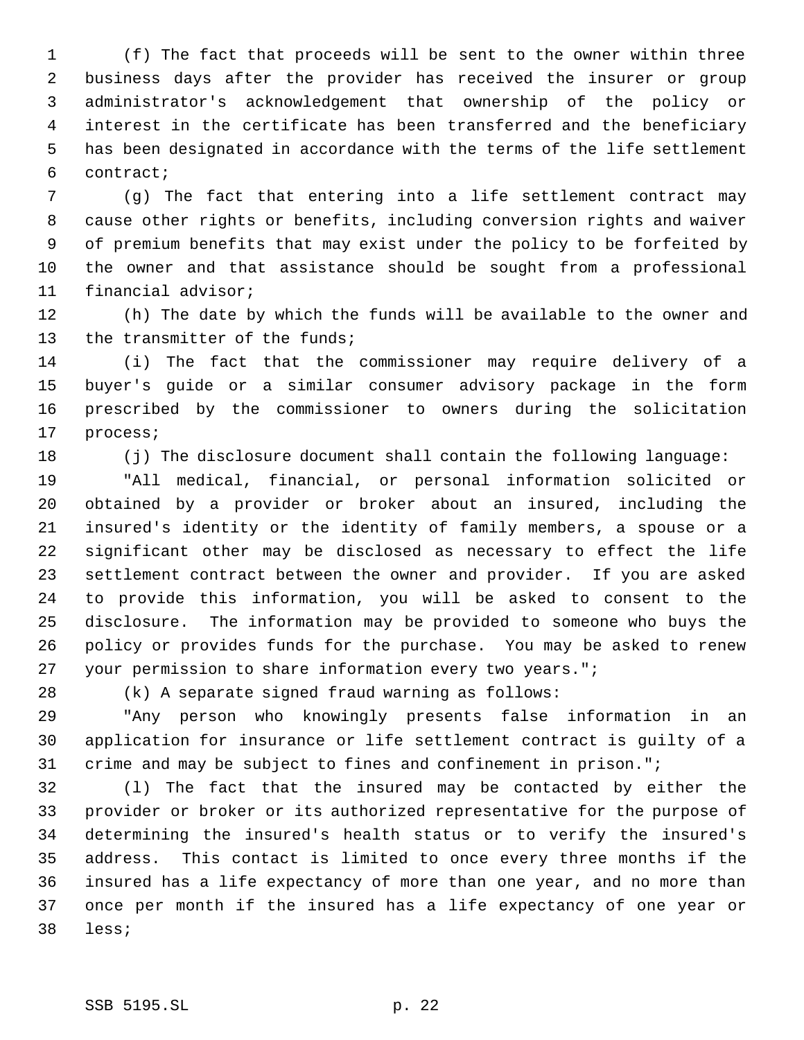(f) The fact that proceeds will be sent to the owner within three business days after the provider has received the insurer or group administrator's acknowledgement that ownership of the policy or interest in the certificate has been transferred and the beneficiary has been designated in accordance with the terms of the life settlement contract;

(g) The fact that entering into a life settlement contract may cause other rights or benefits, including conversion rights and waiver of premium benefits that may exist under the policy to be forfeited by the owner and that assistance should be sought from a professional financial advisor;

(h) The date by which the funds will be available to the owner and the transmitter of the funds;

(i) The fact that the commissioner may require delivery of a buyer's guide or a similar consumer advisory package in the form prescribed by the commissioner to owners during the solicitation process;

(j) The disclosure document shall contain the following language:

"All medical, financial, or personal information solicited or obtained by a provider or broker about an insured, including the insured's identity or the identity of family members, a spouse or a significant other may be disclosed as necessary to effect the life settlement contract between the owner and provider. If you are asked to provide this information, you will be asked to consent to the disclosure. The information may be provided to someone who buys the policy or provides funds for the purchase. You may be asked to renew your permission to share information every two years.";

(k) A separate signed fraud warning as follows:

"Any person who knowingly presents false information in an application for insurance or life settlement contract is guilty of a crime and may be subject to fines and confinement in prison.";

(l) The fact that the insured may be contacted by either the provider or broker or its authorized representative for the purpose of determining the insured's health status or to verify the insured's address. This contact is limited to once every three months if the insured has a life expectancy of more than one year, and no more than once per month if the insured has a life expectancy of one year or less;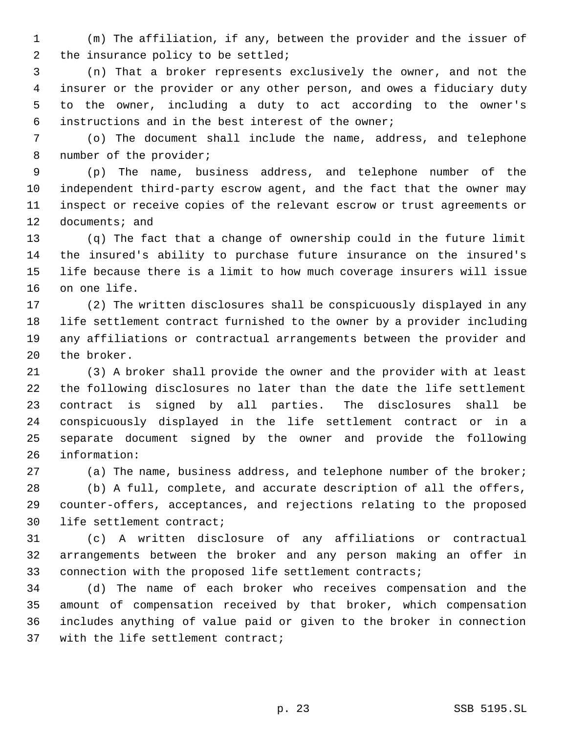(m) The affiliation, if any, between the provider and the issuer of the insurance policy to be settled;

(n) That a broker represents exclusively the owner, and not the insurer or the provider or any other person, and owes a fiduciary duty to the owner, including a duty to act according to the owner's instructions and in the best interest of the owner;

(o) The document shall include the name, address, and telephone number of the provider;

(p) The name, business address, and telephone number of the independent third-party escrow agent, and the fact that the owner may inspect or receive copies of the relevant escrow or trust agreements or documents; and

(q) The fact that a change of ownership could in the future limit the insured's ability to purchase future insurance on the insured's life because there is a limit to how much coverage insurers will issue on one life.

(2) The written disclosures shall be conspicuously displayed in any life settlement contract furnished to the owner by a provider including any affiliations or contractual arrangements between the provider and the broker.

(3) A broker shall provide the owner and the provider with at least the following disclosures no later than the date the life settlement contract is signed by all parties. The disclosures shall be conspicuously displayed in the life settlement contract or in a separate document signed by the owner and provide the following information:

(a) The name, business address, and telephone number of the broker;

(b) A full, complete, and accurate description of all the offers, counter-offers, acceptances, and rejections relating to the proposed life settlement contract;

(c) A written disclosure of any affiliations or contractual arrangements between the broker and any person making an offer in connection with the proposed life settlement contracts;

(d) The name of each broker who receives compensation and the amount of compensation received by that broker, which compensation includes anything of value paid or given to the broker in connection with the life settlement contract;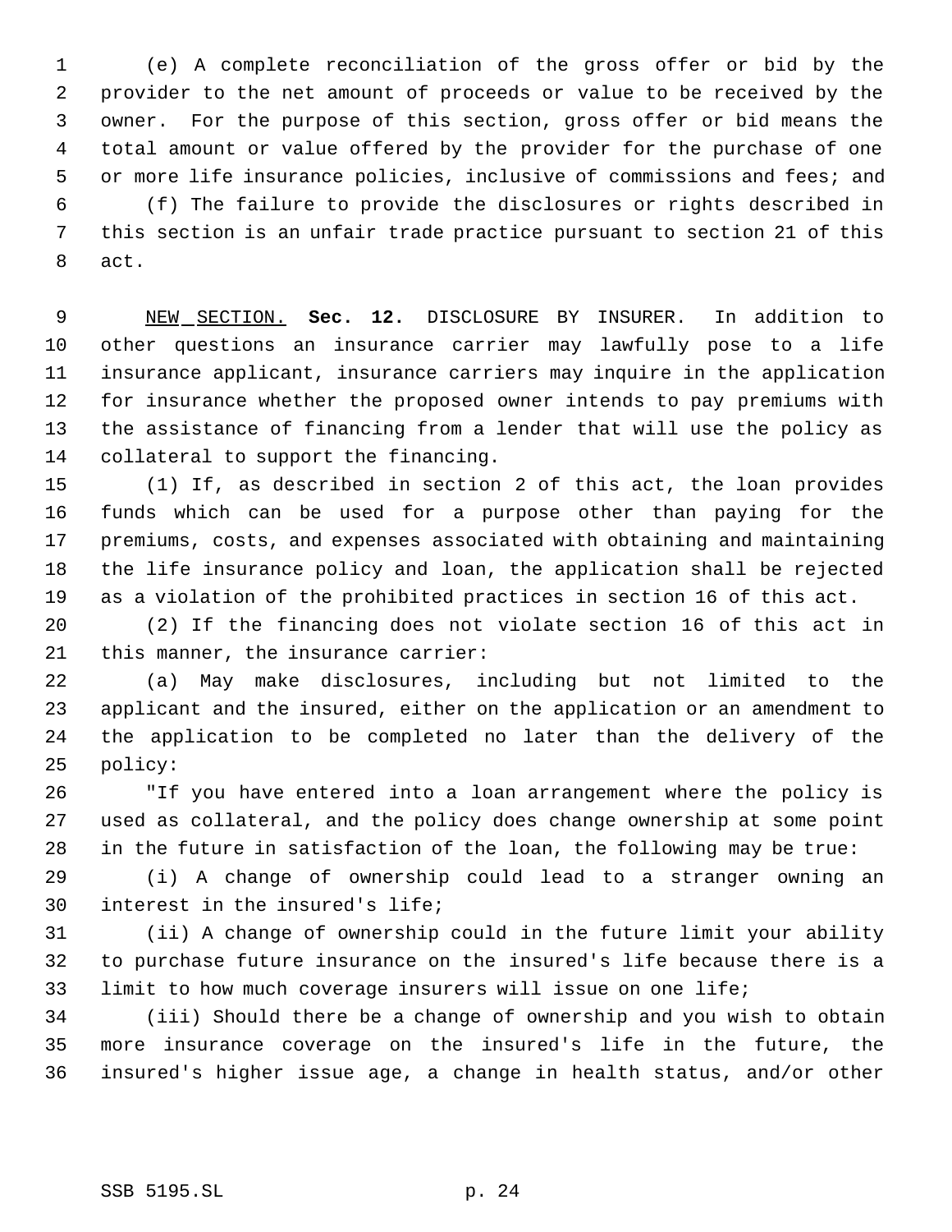(e) A complete reconciliation of the gross offer or bid by the provider to the net amount of proceeds or value to be received by the owner. For the purpose of this section, gross offer or bid means the total amount or value offered by the provider for the purchase of one or more life insurance policies, inclusive of commissions and fees; and

(f) The failure to provide the disclosures or rights described in this section is an unfair trade practice pursuant to section 21 of this act.

NEW SECTION. **Sec. 12.** DISCLOSURE BY INSURER. In addition to other questions an insurance carrier may lawfully pose to a life insurance applicant, insurance carriers may inquire in the application for insurance whether the proposed owner intends to pay premiums with the assistance of financing from a lender that will use the policy as collateral to support the financing.

(1) If, as described in section 2 of this act, the loan provides funds which can be used for a purpose other than paying for the premiums, costs, and expenses associated with obtaining and maintaining the life insurance policy and loan, the application shall be rejected as a violation of the prohibited practices in section 16 of this act.

(2) If the financing does not violate section 16 of this act in this manner, the insurance carrier:

(a) May make disclosures, including but not limited to the applicant and the insured, either on the application or an amendment to the application to be completed no later than the delivery of the policy:

"If you have entered into a loan arrangement where the policy is used as collateral, and the policy does change ownership at some point in the future in satisfaction of the loan, the following may be true:

(i) A change of ownership could lead to a stranger owning an interest in the insured's life;

(ii) A change of ownership could in the future limit your ability to purchase future insurance on the insured's life because there is a limit to how much coverage insurers will issue on one life;

(iii) Should there be a change of ownership and you wish to obtain more insurance coverage on the insured's life in the future, the insured's higher issue age, a change in health status, and/or other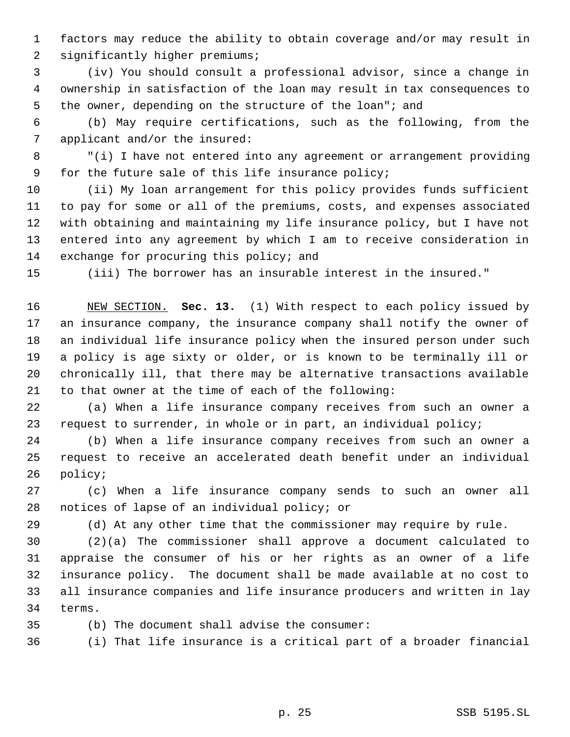factors may reduce the ability to obtain coverage and/or may result in significantly higher premiums;

(iv) You should consult a professional advisor, since a change in ownership in satisfaction of the loan may result in tax consequences to the owner, depending on the structure of the loan"; and

(b) May require certifications, such as the following, from the applicant and/or the insured:

"(i) I have not entered into any agreement or arrangement providing for the future sale of this life insurance policy;

(ii) My loan arrangement for this policy provides funds sufficient to pay for some or all of the premiums, costs, and expenses associated with obtaining and maintaining my life insurance policy, but I have not entered into any agreement by which I am to receive consideration in exchange for procuring this policy; and

(iii) The borrower has an insurable interest in the insured."

NEW SECTION. **Sec. 13.** (1) With respect to each policy issued by an insurance company, the insurance company shall notify the owner of an individual life insurance policy when the insured person under such a policy is age sixty or older, or is known to be terminally ill or chronically ill, that there may be alternative transactions available to that owner at the time of each of the following:

(a) When a life insurance company receives from such an owner a request to surrender, in whole or in part, an individual policy;

(b) When a life insurance company receives from such an owner a request to receive an accelerated death benefit under an individual policy;

(c) When a life insurance company sends to such an owner all notices of lapse of an individual policy; or

(d) At any other time that the commissioner may require by rule.

(2)(a) The commissioner shall approve a document calculated to appraise the consumer of his or her rights as an owner of a life insurance policy. The document shall be made available at no cost to all insurance companies and life insurance producers and written in lay terms.

(b) The document shall advise the consumer:

(i) That life insurance is a critical part of a broader financial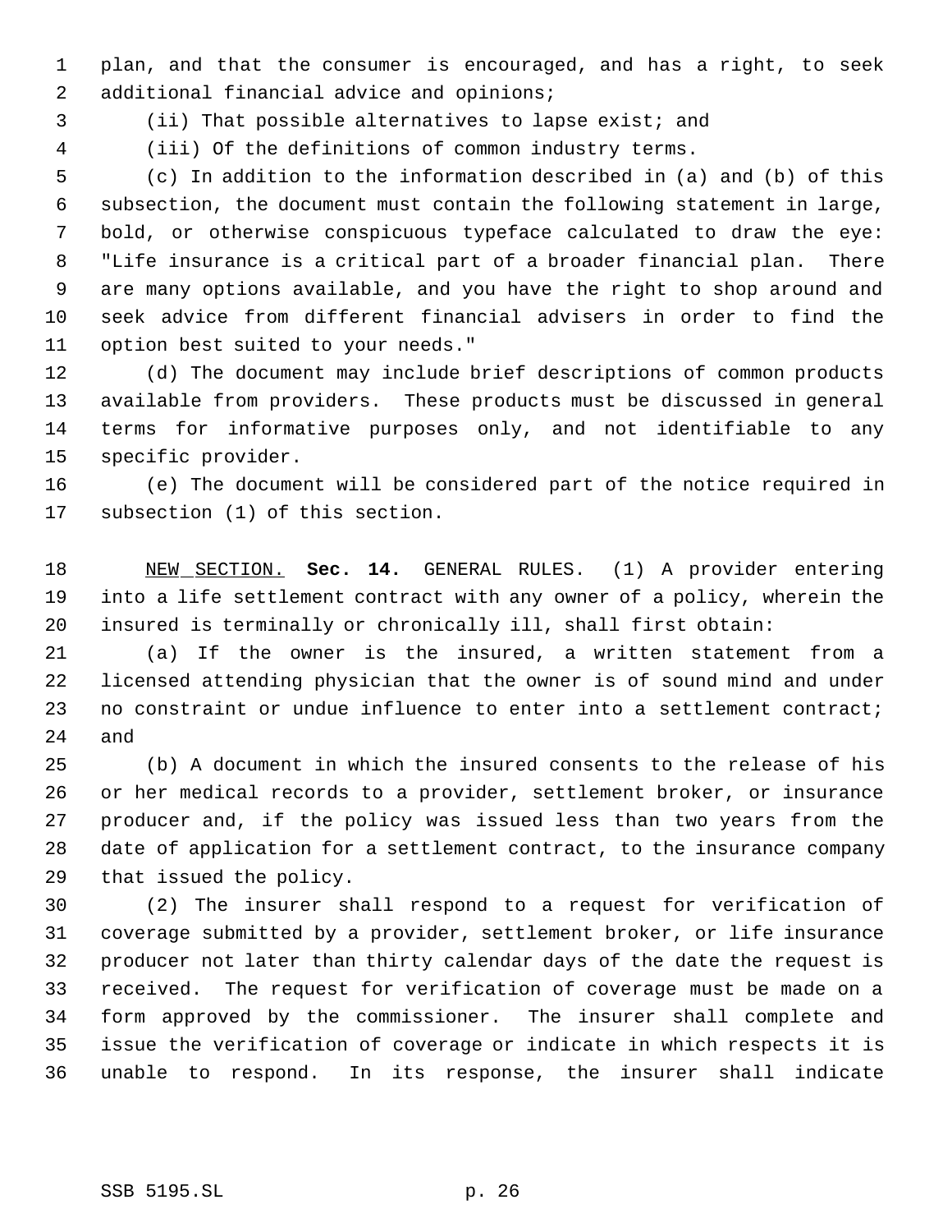plan, and that the consumer is encouraged, and has a right, to seek additional financial advice and opinions;

(ii) That possible alternatives to lapse exist; and

(iii) Of the definitions of common industry terms.

(c) In addition to the information described in (a) and (b) of this subsection, the document must contain the following statement in large, bold, or otherwise conspicuous typeface calculated to draw the eye: "Life insurance is a critical part of a broader financial plan. There are many options available, and you have the right to shop around and seek advice from different financial advisers in order to find the option best suited to your needs."

(d) The document may include brief descriptions of common products available from providers. These products must be discussed in general terms for informative purposes only, and not identifiable to any specific provider.

(e) The document will be considered part of the notice required in subsection (1) of this section.

NEW SECTION. **Sec. 14.** GENERAL RULES. (1) A provider entering into a life settlement contract with any owner of a policy, wherein the insured is terminally or chronically ill, shall first obtain:

(a) If the owner is the insured, a written statement from a licensed attending physician that the owner is of sound mind and under no constraint or undue influence to enter into a settlement contract; and

(b) A document in which the insured consents to the release of his or her medical records to a provider, settlement broker, or insurance producer and, if the policy was issued less than two years from the date of application for a settlement contract, to the insurance company that issued the policy.

(2) The insurer shall respond to a request for verification of coverage submitted by a provider, settlement broker, or life insurance producer not later than thirty calendar days of the date the request is received. The request for verification of coverage must be made on a form approved by the commissioner. The insurer shall complete and issue the verification of coverage or indicate in which respects it is unable to respond. In its response, the insurer shall indicate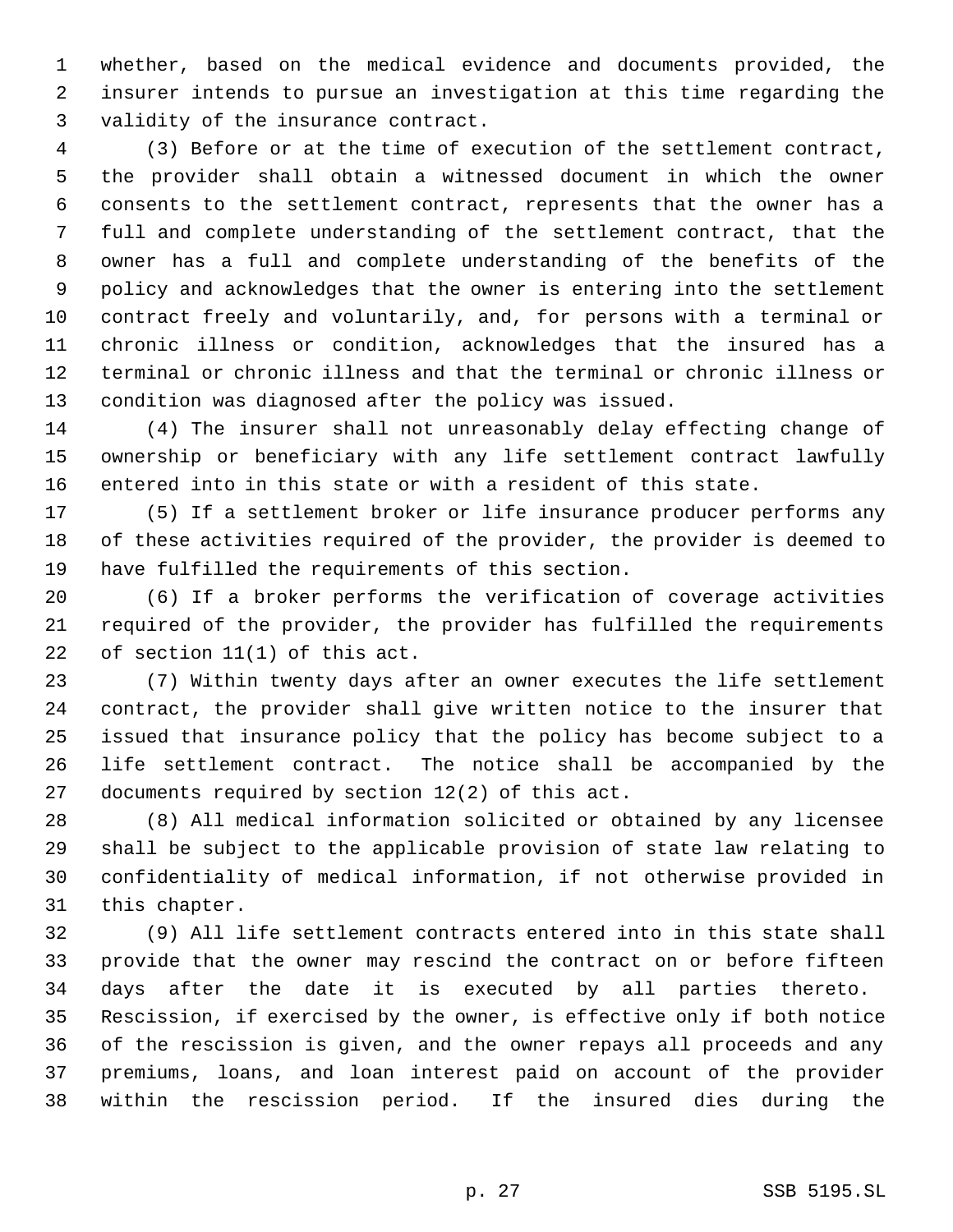whether, based on the medical evidence and documents provided, the insurer intends to pursue an investigation at this time regarding the validity of the insurance contract.

(3) Before or at the time of execution of the settlement contract, the provider shall obtain a witnessed document in which the owner consents to the settlement contract, represents that the owner has a full and complete understanding of the settlement contract, that the owner has a full and complete understanding of the benefits of the policy and acknowledges that the owner is entering into the settlement contract freely and voluntarily, and, for persons with a terminal or chronic illness or condition, acknowledges that the insured has a terminal or chronic illness and that the terminal or chronic illness or condition was diagnosed after the policy was issued.

(4) The insurer shall not unreasonably delay effecting change of ownership or beneficiary with any life settlement contract lawfully entered into in this state or with a resident of this state.

(5) If a settlement broker or life insurance producer performs any of these activities required of the provider, the provider is deemed to have fulfilled the requirements of this section.

(6) If a broker performs the verification of coverage activities required of the provider, the provider has fulfilled the requirements of section 11(1) of this act.

(7) Within twenty days after an owner executes the life settlement contract, the provider shall give written notice to the insurer that issued that insurance policy that the policy has become subject to a life settlement contract. The notice shall be accompanied by the documents required by section 12(2) of this act.

(8) All medical information solicited or obtained by any licensee shall be subject to the applicable provision of state law relating to confidentiality of medical information, if not otherwise provided in this chapter.

(9) All life settlement contracts entered into in this state shall provide that the owner may rescind the contract on or before fifteen days after the date it is executed by all parties thereto. Rescission, if exercised by the owner, is effective only if both notice of the rescission is given, and the owner repays all proceeds and any premiums, loans, and loan interest paid on account of the provider within the rescission period. If the insured dies during the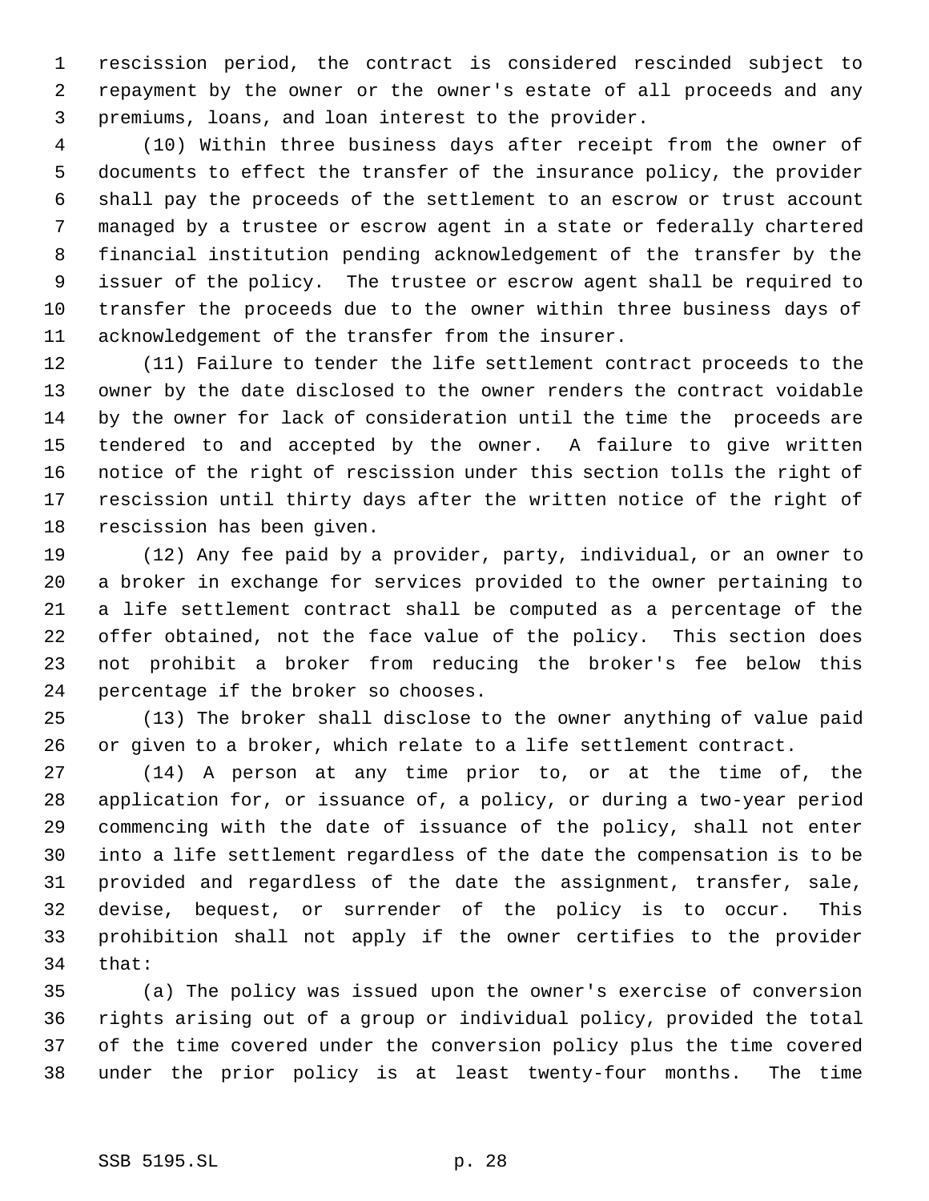rescission period, the contract is considered rescinded subject to repayment by the owner or the owner's estate of all proceeds and any premiums, loans, and loan interest to the provider.

(10) Within three business days after receipt from the owner of documents to effect the transfer of the insurance policy, the provider shall pay the proceeds of the settlement to an escrow or trust account managed by a trustee or escrow agent in a state or federally chartered financial institution pending acknowledgement of the transfer by the issuer of the policy. The trustee or escrow agent shall be required to transfer the proceeds due to the owner within three business days of acknowledgement of the transfer from the insurer.

(11) Failure to tender the life settlement contract proceeds to the owner by the date disclosed to the owner renders the contract voidable by the owner for lack of consideration until the time the proceeds are tendered to and accepted by the owner. A failure to give written notice of the right of rescission under this section tolls the right of rescission until thirty days after the written notice of the right of rescission has been given.

(12) Any fee paid by a provider, party, individual, or an owner to a broker in exchange for services provided to the owner pertaining to a life settlement contract shall be computed as a percentage of the offer obtained, not the face value of the policy. This section does not prohibit a broker from reducing the broker's fee below this percentage if the broker so chooses.

(13) The broker shall disclose to the owner anything of value paid or given to a broker, which relate to a life settlement contract.

(14) A person at any time prior to, or at the time of, the application for, or issuance of, a policy, or during a two-year period commencing with the date of issuance of the policy, shall not enter into a life settlement regardless of the date the compensation is to be provided and regardless of the date the assignment, transfer, sale, devise, bequest, or surrender of the policy is to occur. This prohibition shall not apply if the owner certifies to the provider that:

(a) The policy was issued upon the owner's exercise of conversion rights arising out of a group or individual policy, provided the total of the time covered under the conversion policy plus the time covered under the prior policy is at least twenty-four months. The time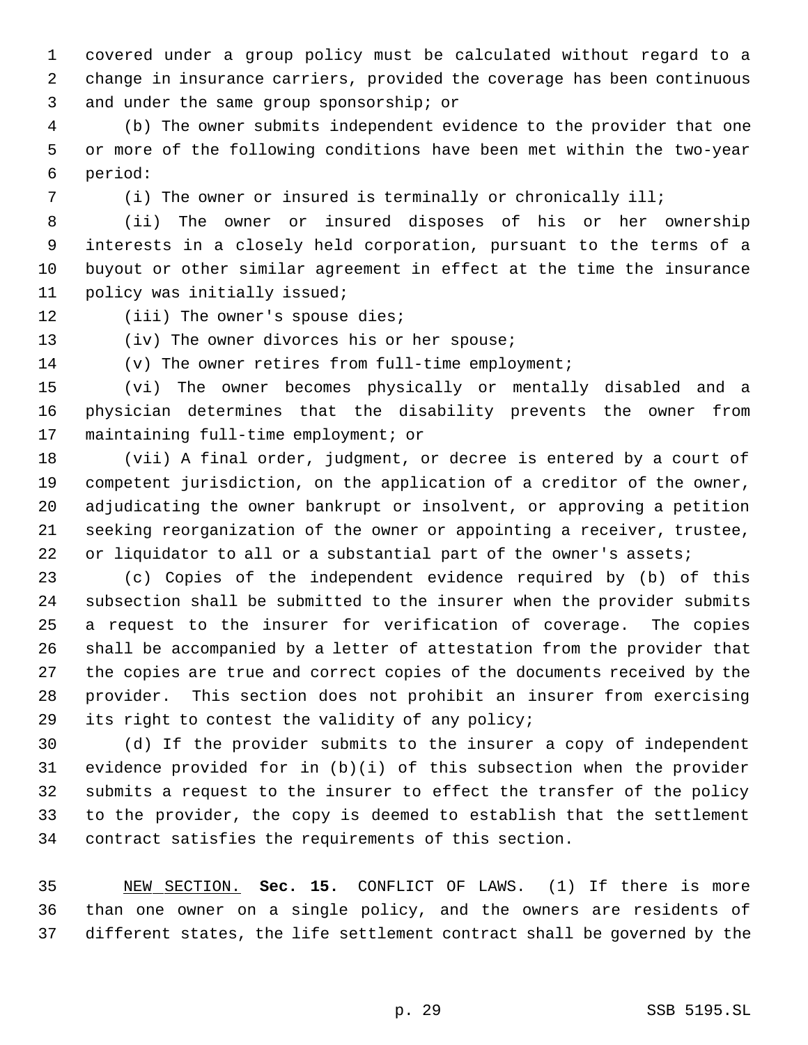covered under a group policy must be calculated without regard to a change in insurance carriers, provided the coverage has been continuous and under the same group sponsorship; or

(b) The owner submits independent evidence to the provider that one or more of the following conditions have been met within the two-year period:

(i) The owner or insured is terminally or chronically ill;

(ii) The owner or insured disposes of his or her ownership interests in a closely held corporation, pursuant to the terms of a buyout or other similar agreement in effect at the time the insurance policy was initially issued;

(iii) The owner's spouse dies;

(iv) The owner divorces his or her spouse;

(v) The owner retires from full-time employment;

(vi) The owner becomes physically or mentally disabled and a physician determines that the disability prevents the owner from maintaining full-time employment; or

(vii) A final order, judgment, or decree is entered by a court of competent jurisdiction, on the application of a creditor of the owner, adjudicating the owner bankrupt or insolvent, or approving a petition seeking reorganization of the owner or appointing a receiver, trustee, or liquidator to all or a substantial part of the owner's assets;

(c) Copies of the independent evidence required by (b) of this subsection shall be submitted to the insurer when the provider submits a request to the insurer for verification of coverage. The copies shall be accompanied by a letter of attestation from the provider that the copies are true and correct copies of the documents received by the provider. This section does not prohibit an insurer from exercising its right to contest the validity of any policy;

(d) If the provider submits to the insurer a copy of independent evidence provided for in (b)(i) of this subsection when the provider submits a request to the insurer to effect the transfer of the policy to the provider, the copy is deemed to establish that the settlement contract satisfies the requirements of this section.

NEW SECTION. **Sec. 15.** CONFLICT OF LAWS. (1) If there is more than one owner on a single policy, and the owners are residents of different states, the life settlement contract shall be governed by the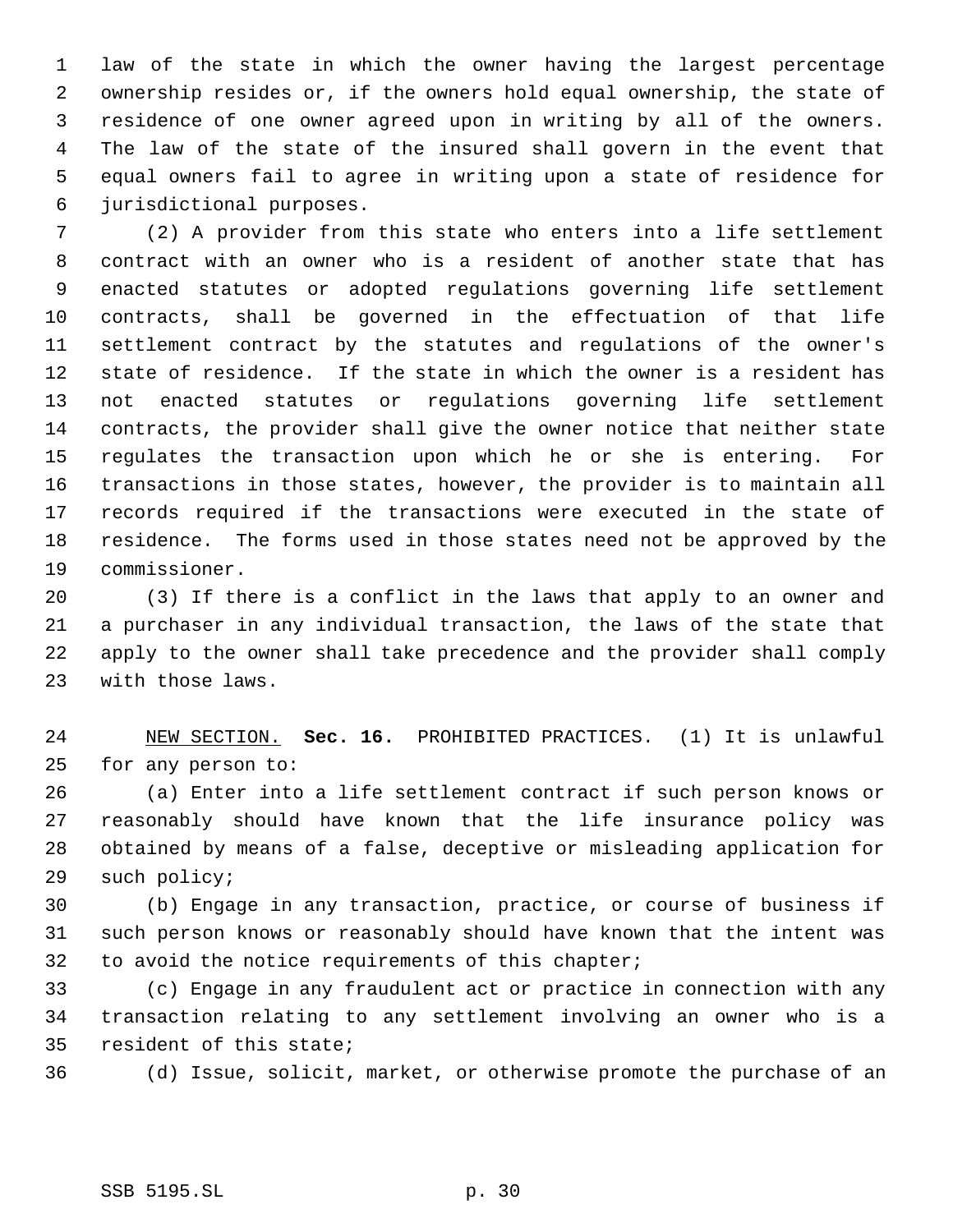law of the state in which the owner having the largest percentage ownership resides or, if the owners hold equal ownership, the state of residence of one owner agreed upon in writing by all of the owners. The law of the state of the insured shall govern in the event that equal owners fail to agree in writing upon a state of residence for jurisdictional purposes.

(2) A provider from this state who enters into a life settlement contract with an owner who is a resident of another state that has enacted statutes or adopted regulations governing life settlement contracts, shall be governed in the effectuation of that life settlement contract by the statutes and regulations of the owner's state of residence. If the state in which the owner is a resident has not enacted statutes or regulations governing life settlement contracts, the provider shall give the owner notice that neither state regulates the transaction upon which he or she is entering. For transactions in those states, however, the provider is to maintain all records required if the transactions were executed in the state of residence. The forms used in those states need not be approved by the commissioner.

(3) If there is a conflict in the laws that apply to an owner and a purchaser in any individual transaction, the laws of the state that apply to the owner shall take precedence and the provider shall comply with those laws.

NEW SECTION. **Sec. 16.** PROHIBITED PRACTICES. (1) It is unlawful for any person to:

(a) Enter into a life settlement contract if such person knows or reasonably should have known that the life insurance policy was obtained by means of a false, deceptive or misleading application for such policy;

(b) Engage in any transaction, practice, or course of business if such person knows or reasonably should have known that the intent was to avoid the notice requirements of this chapter;

(c) Engage in any fraudulent act or practice in connection with any transaction relating to any settlement involving an owner who is a resident of this state;

(d) Issue, solicit, market, or otherwise promote the purchase of an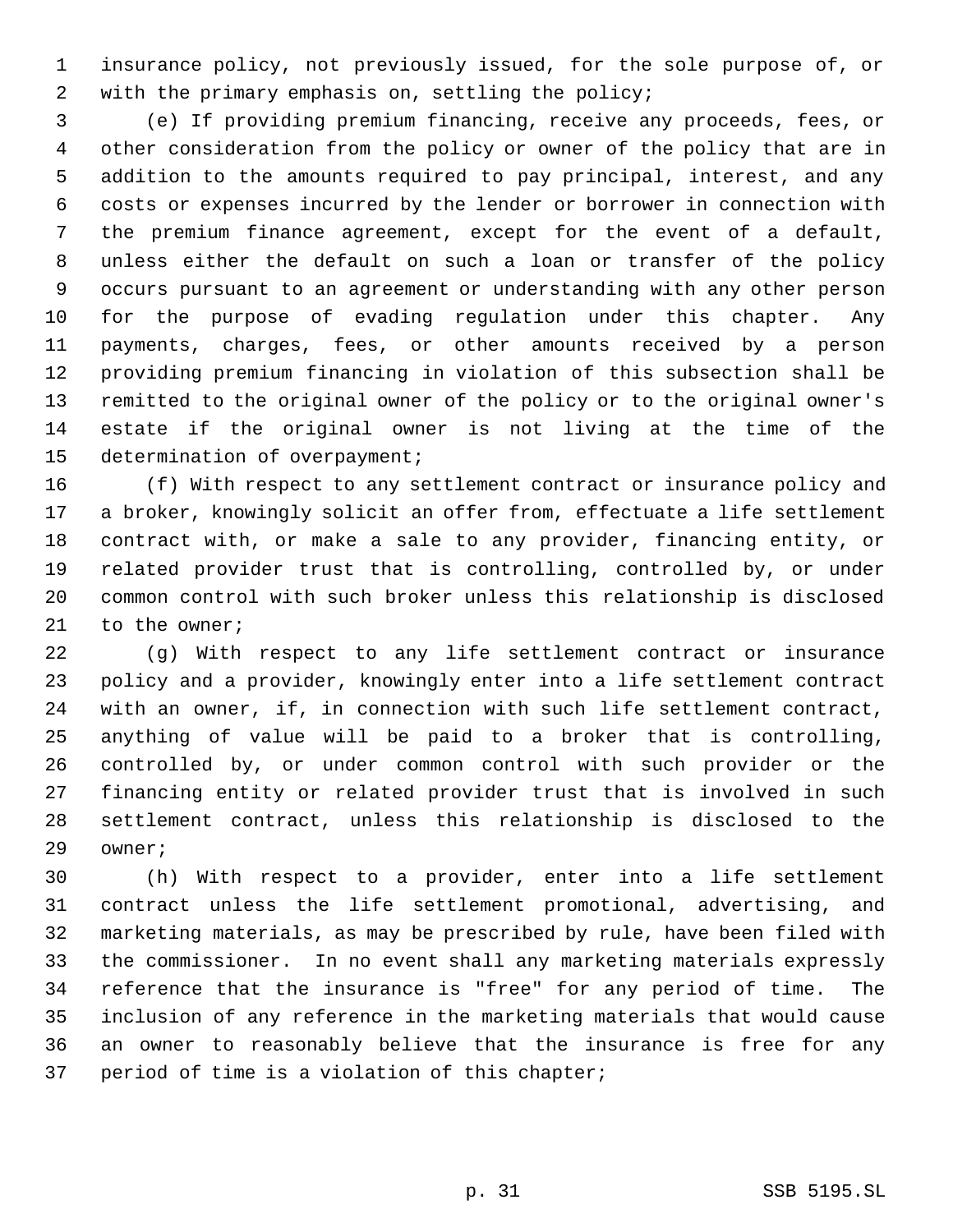insurance policy, not previously issued, for the sole purpose of, or with the primary emphasis on, settling the policy;

(e) If providing premium financing, receive any proceeds, fees, or other consideration from the policy or owner of the policy that are in addition to the amounts required to pay principal, interest, and any costs or expenses incurred by the lender or borrower in connection with the premium finance agreement, except for the event of a default, unless either the default on such a loan or transfer of the policy occurs pursuant to an agreement or understanding with any other person for the purpose of evading regulation under this chapter. Any payments, charges, fees, or other amounts received by a person providing premium financing in violation of this subsection shall be remitted to the original owner of the policy or to the original owner's estate if the original owner is not living at the time of the determination of overpayment;

(f) With respect to any settlement contract or insurance policy and a broker, knowingly solicit an offer from, effectuate a life settlement contract with, or make a sale to any provider, financing entity, or related provider trust that is controlling, controlled by, or under common control with such broker unless this relationship is disclosed to the owner;

(g) With respect to any life settlement contract or insurance policy and a provider, knowingly enter into a life settlement contract with an owner, if, in connection with such life settlement contract, anything of value will be paid to a broker that is controlling, controlled by, or under common control with such provider or the financing entity or related provider trust that is involved in such settlement contract, unless this relationship is disclosed to the owner;

(h) With respect to a provider, enter into a life settlement contract unless the life settlement promotional, advertising, and marketing materials, as may be prescribed by rule, have been filed with the commissioner. In no event shall any marketing materials expressly reference that the insurance is "free" for any period of time. The inclusion of any reference in the marketing materials that would cause an owner to reasonably believe that the insurance is free for any period of time is a violation of this chapter;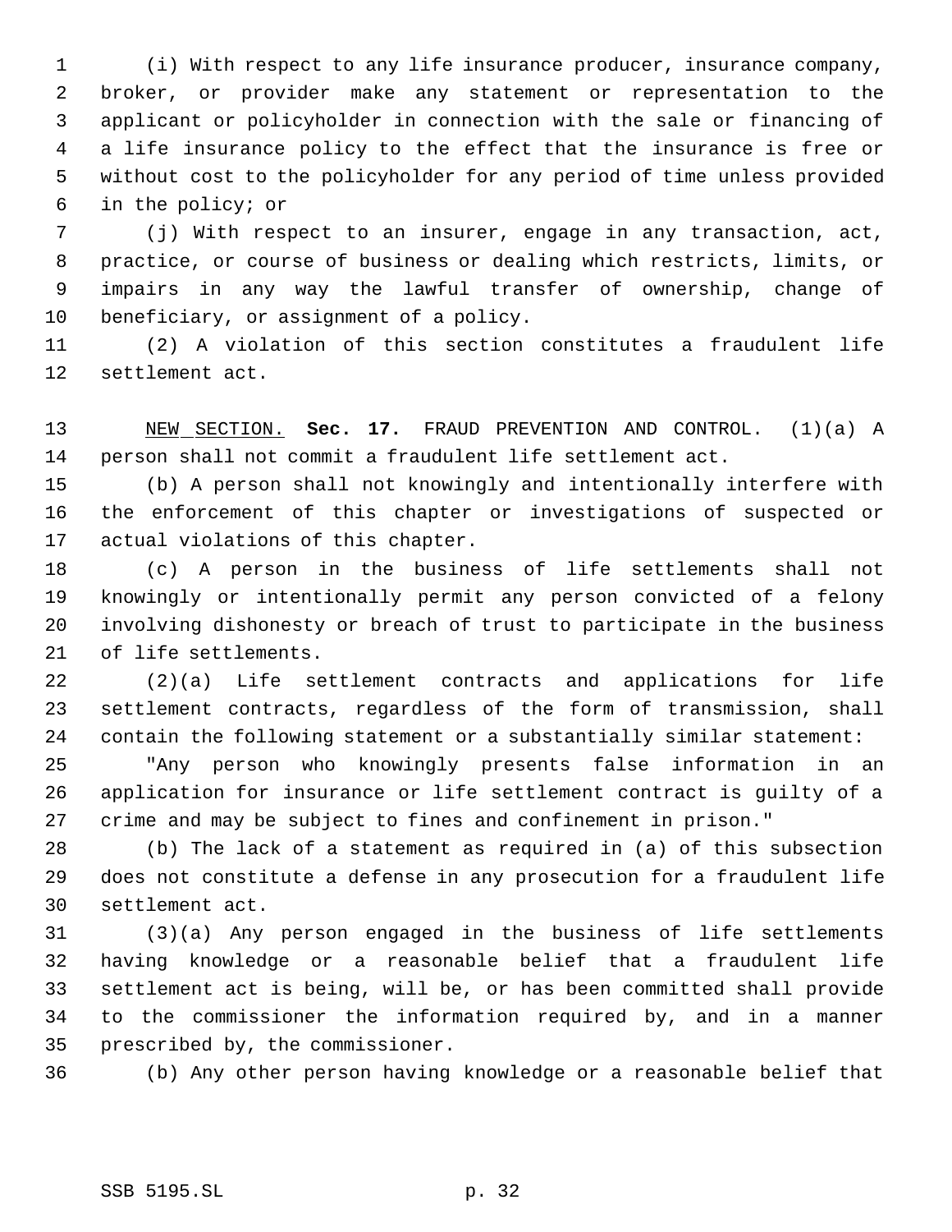(i) With respect to any life insurance producer, insurance company, broker, or provider make any statement or representation to the applicant or policyholder in connection with the sale or financing of a life insurance policy to the effect that the insurance is free or without cost to the policyholder for any period of time unless provided in the policy; or

(j) With respect to an insurer, engage in any transaction, act, practice, or course of business or dealing which restricts, limits, or impairs in any way the lawful transfer of ownership, change of beneficiary, or assignment of a policy.

(2) A violation of this section constitutes a fraudulent life settlement act.

NEW SECTION. **Sec. 17.** FRAUD PREVENTION AND CONTROL. (1)(a) A person shall not commit a fraudulent life settlement act.

(b) A person shall not knowingly and intentionally interfere with the enforcement of this chapter or investigations of suspected or actual violations of this chapter.

(c) A person in the business of life settlements shall not knowingly or intentionally permit any person convicted of a felony involving dishonesty or breach of trust to participate in the business of life settlements.

(2)(a) Life settlement contracts and applications for life settlement contracts, regardless of the form of transmission, shall contain the following statement or a substantially similar statement:

"Any person who knowingly presents false information in an application for insurance or life settlement contract is guilty of a crime and may be subject to fines and confinement in prison."

(b) The lack of a statement as required in (a) of this subsection does not constitute a defense in any prosecution for a fraudulent life settlement act.

(3)(a) Any person engaged in the business of life settlements having knowledge or a reasonable belief that a fraudulent life settlement act is being, will be, or has been committed shall provide to the commissioner the information required by, and in a manner prescribed by, the commissioner.

(b) Any other person having knowledge or a reasonable belief that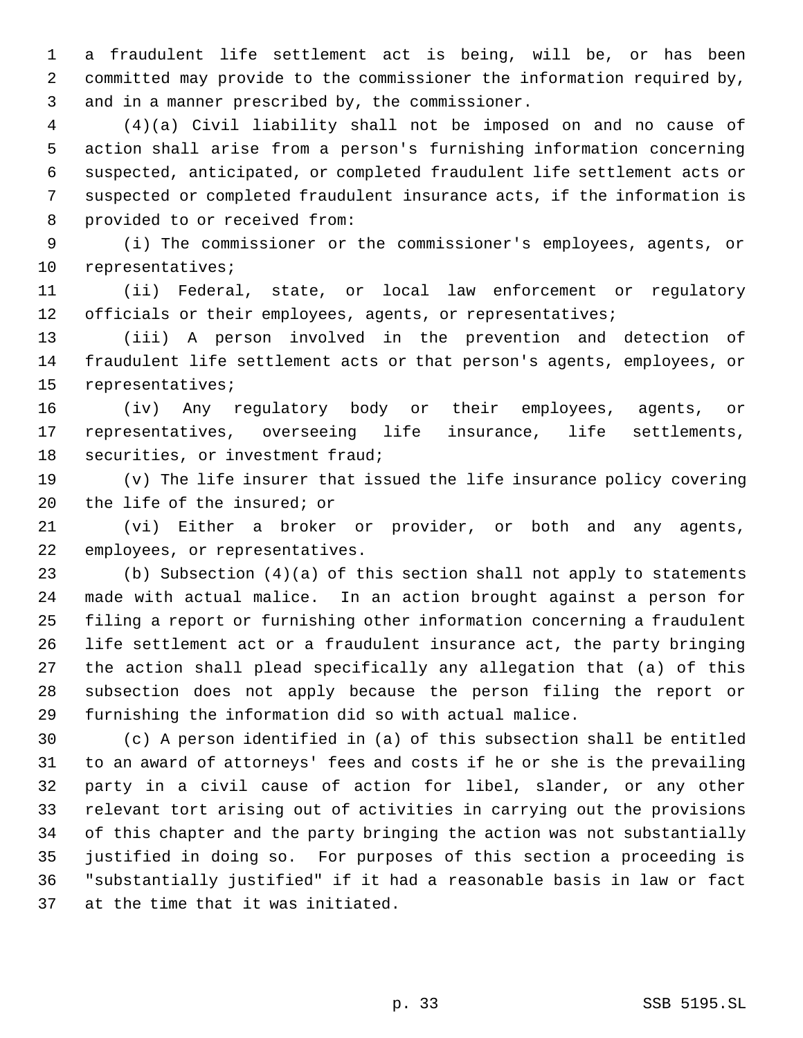a fraudulent life settlement act is being, will be, or has been committed may provide to the commissioner the information required by, and in a manner prescribed by, the commissioner.

(4)(a) Civil liability shall not be imposed on and no cause of action shall arise from a person's furnishing information concerning suspected, anticipated, or completed fraudulent life settlement acts or suspected or completed fraudulent insurance acts, if the information is provided to or received from:

(i) The commissioner or the commissioner's employees, agents, or representatives;

(ii) Federal, state, or local law enforcement or regulatory officials or their employees, agents, or representatives;

(iii) A person involved in the prevention and detection of fraudulent life settlement acts or that person's agents, employees, or representatives;

(iv) Any regulatory body or their employees, agents, or representatives, overseeing life insurance, life settlements, securities, or investment fraud;

(v) The life insurer that issued the life insurance policy covering the life of the insured; or

(vi) Either a broker or provider, or both and any agents, employees, or representatives.

(b) Subsection (4)(a) of this section shall not apply to statements made with actual malice. In an action brought against a person for filing a report or furnishing other information concerning a fraudulent life settlement act or a fraudulent insurance act, the party bringing the action shall plead specifically any allegation that (a) of this subsection does not apply because the person filing the report or furnishing the information did so with actual malice.

(c) A person identified in (a) of this subsection shall be entitled to an award of attorneys' fees and costs if he or she is the prevailing party in a civil cause of action for libel, slander, or any other relevant tort arising out of activities in carrying out the provisions of this chapter and the party bringing the action was not substantially justified in doing so. For purposes of this section a proceeding is "substantially justified" if it had a reasonable basis in law or fact at the time that it was initiated.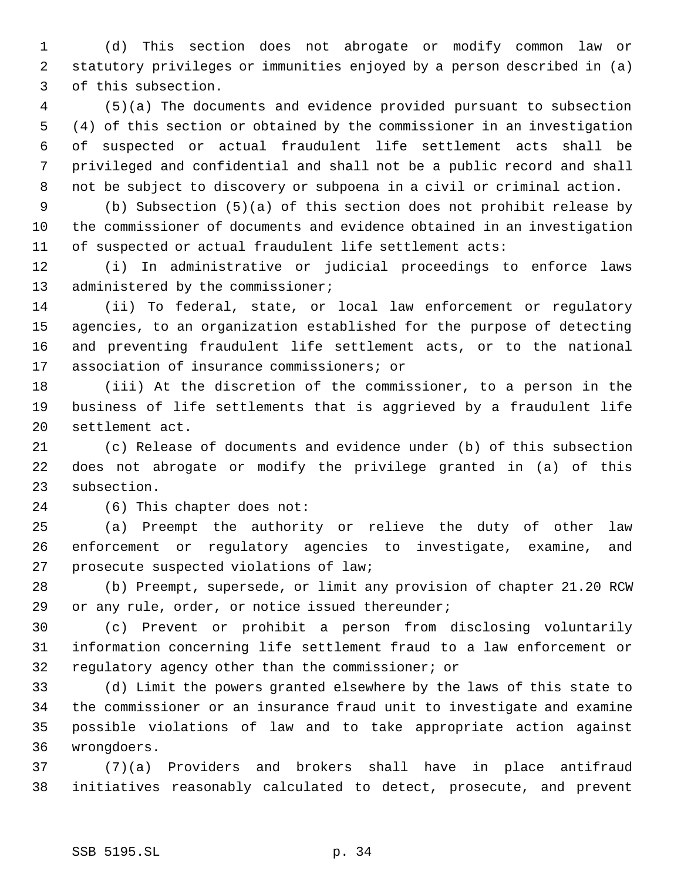(d) This section does not abrogate or modify common law or statutory privileges or immunities enjoyed by a person described in (a) of this subsection.

(5)(a) The documents and evidence provided pursuant to subsection (4) of this section or obtained by the commissioner in an investigation of suspected or actual fraudulent life settlement acts shall be privileged and confidential and shall not be a public record and shall not be subject to discovery or subpoena in a civil or criminal action.

(b) Subsection (5)(a) of this section does not prohibit release by the commissioner of documents and evidence obtained in an investigation of suspected or actual fraudulent life settlement acts:

(i) In administrative or judicial proceedings to enforce laws administered by the commissioner;

(ii) To federal, state, or local law enforcement or regulatory agencies, to an organization established for the purpose of detecting and preventing fraudulent life settlement acts, or to the national association of insurance commissioners; or

(iii) At the discretion of the commissioner, to a person in the business of life settlements that is aggrieved by a fraudulent life settlement act.

(c) Release of documents and evidence under (b) of this subsection does not abrogate or modify the privilege granted in (a) of this subsection.

(6) This chapter does not:

(a) Preempt the authority or relieve the duty of other law enforcement or regulatory agencies to investigate, examine, and prosecute suspected violations of law;

(b) Preempt, supersede, or limit any provision of chapter 21.20 RCW or any rule, order, or notice issued thereunder;

(c) Prevent or prohibit a person from disclosing voluntarily information concerning life settlement fraud to a law enforcement or regulatory agency other than the commissioner; or

(d) Limit the powers granted elsewhere by the laws of this state to the commissioner or an insurance fraud unit to investigate and examine possible violations of law and to take appropriate action against wrongdoers.

(7)(a) Providers and brokers shall have in place antifraud initiatives reasonably calculated to detect, prosecute, and prevent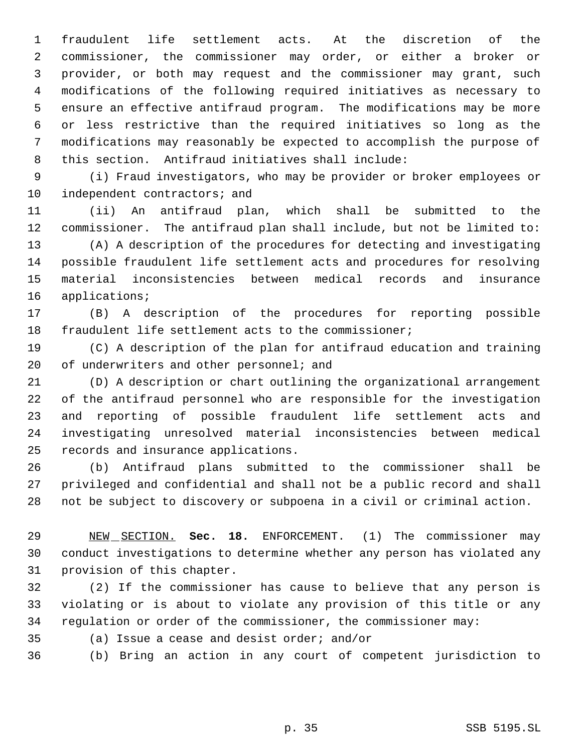fraudulent life settlement acts. At the discretion of the commissioner, the commissioner may order, or either a broker or provider, or both may request and the commissioner may grant, such modifications of the following required initiatives as necessary to ensure an effective antifraud program. The modifications may be more or less restrictive than the required initiatives so long as the modifications may reasonably be expected to accomplish the purpose of this section. Antifraud initiatives shall include:

(i) Fraud investigators, who may be provider or broker employees or independent contractors; and

(ii) An antifraud plan, which shall be submitted to the commissioner. The antifraud plan shall include, but not be limited to:

(A) A description of the procedures for detecting and investigating possible fraudulent life settlement acts and procedures for resolving material inconsistencies between medical records and insurance applications;

(B) A description of the procedures for reporting possible fraudulent life settlement acts to the commissioner;

(C) A description of the plan for antifraud education and training of underwriters and other personnel; and

(D) A description or chart outlining the organizational arrangement of the antifraud personnel who are responsible for the investigation and reporting of possible fraudulent life settlement acts and investigating unresolved material inconsistencies between medical records and insurance applications.

(b) Antifraud plans submitted to the commissioner shall be privileged and confidential and shall not be a public record and shall not be subject to discovery or subpoena in a civil or criminal action.

NEW SECTION. **Sec. 18.** ENFORCEMENT. (1) The commissioner may conduct investigations to determine whether any person has violated any provision of this chapter.

(2) If the commissioner has cause to believe that any person is violating or is about to violate any provision of this title or any regulation or order of the commissioner, the commissioner may:

(a) Issue a cease and desist order; and/or

(b) Bring an action in any court of competent jurisdiction to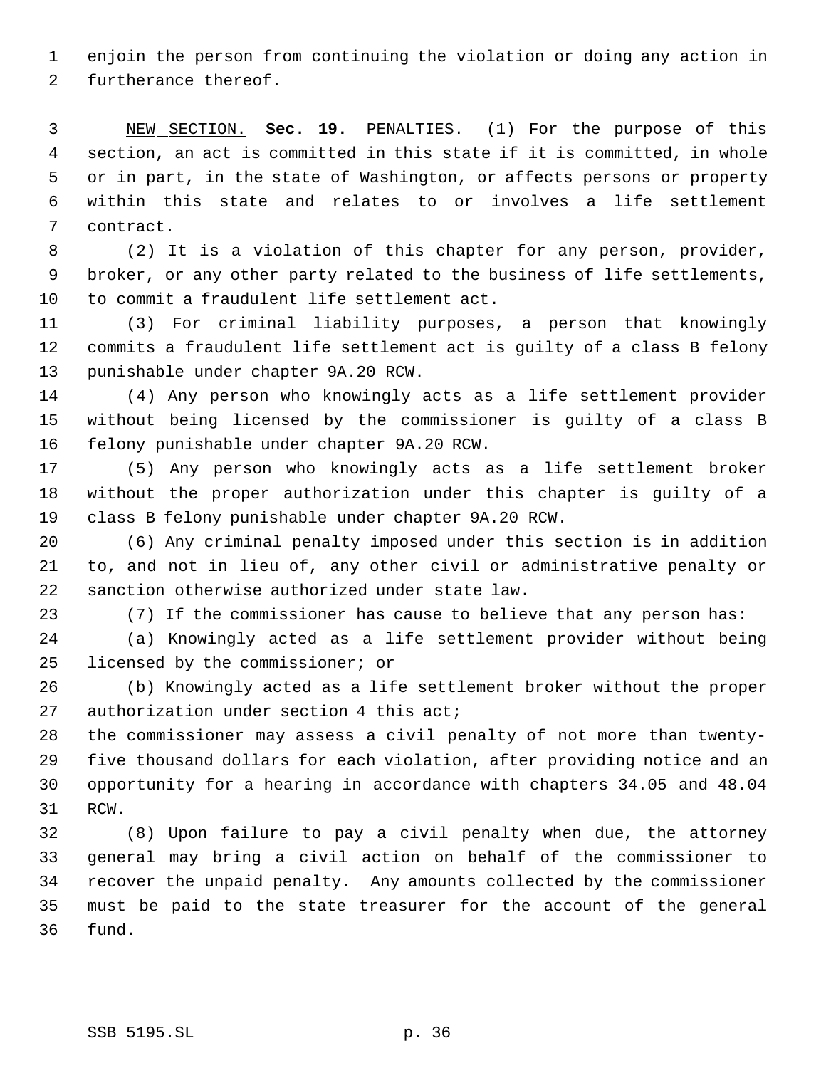enjoin the person from continuing the violation or doing any action in furtherance thereof.

NEW SECTION. **Sec. 19.** PENALTIES. (1) For the purpose of this section, an act is committed in this state if it is committed, in whole or in part, in the state of Washington, or affects persons or property within this state and relates to or involves a life settlement contract.

(2) It is a violation of this chapter for any person, provider, broker, or any other party related to the business of life settlements, to commit a fraudulent life settlement act.

(3) For criminal liability purposes, a person that knowingly commits a fraudulent life settlement act is guilty of a class B felony punishable under chapter 9A.20 RCW.

(4) Any person who knowingly acts as a life settlement provider without being licensed by the commissioner is guilty of a class B felony punishable under chapter 9A.20 RCW.

(5) Any person who knowingly acts as a life settlement broker without the proper authorization under this chapter is guilty of a class B felony punishable under chapter 9A.20 RCW.

(6) Any criminal penalty imposed under this section is in addition to, and not in lieu of, any other civil or administrative penalty or sanction otherwise authorized under state law.

(7) If the commissioner has cause to believe that any person has:

(a) Knowingly acted as a life settlement provider without being licensed by the commissioner; or

(b) Knowingly acted as a life settlement broker without the proper authorization under section 4 this act;

the commissioner may assess a civil penalty of not more than twenty-five thousand dollars for each violation, after providing notice and an opportunity for a hearing in accordance with chapters 34.05 and 48.04 RCW.

(8) Upon failure to pay a civil penalty when due, the attorney general may bring a civil action on behalf of the commissioner to recover the unpaid penalty. Any amounts collected by the commissioner must be paid to the state treasurer for the account of the general fund.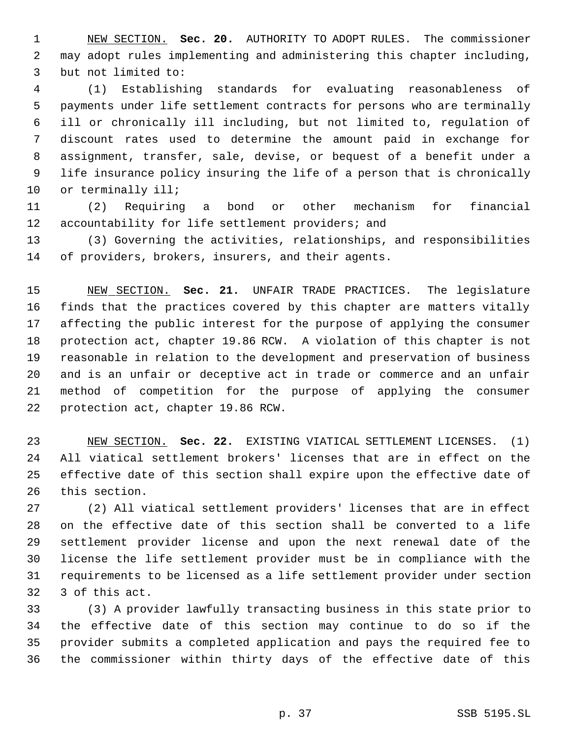NEW SECTION. **Sec. 20.** AUTHORITY TO ADOPT RULES. The commissioner may adopt rules implementing and administering this chapter including, but not limited to:

(1) Establishing standards for evaluating reasonableness of payments under life settlement contracts for persons who are terminally ill or chronically ill including, but not limited to, regulation of discount rates used to determine the amount paid in exchange for assignment, transfer, sale, devise, or bequest of a benefit under a life insurance policy insuring the life of a person that is chronically or terminally ill;

(2) Requiring a bond or other mechanism for financial accountability for life settlement providers; and

(3) Governing the activities, relationships, and responsibilities of providers, brokers, insurers, and their agents.

NEW SECTION. **Sec. 21.** UNFAIR TRADE PRACTICES. The legislature finds that the practices covered by this chapter are matters vitally affecting the public interest for the purpose of applying the consumer protection act, chapter 19.86 RCW. A violation of this chapter is not reasonable in relation to the development and preservation of business and is an unfair or deceptive act in trade or commerce and an unfair method of competition for the purpose of applying the consumer protection act, chapter 19.86 RCW.

NEW SECTION. **Sec. 22.** EXISTING VIATICAL SETTLEMENT LICENSES. (1) All viatical settlement brokers' licenses that are in effect on the effective date of this section shall expire upon the effective date of this section.

(2) All viatical settlement providers' licenses that are in effect on the effective date of this section shall be converted to a life settlement provider license and upon the next renewal date of the license the life settlement provider must be in compliance with the requirements to be licensed as a life settlement provider under section 3 of this act.

(3) A provider lawfully transacting business in this state prior to the effective date of this section may continue to do so if the provider submits a completed application and pays the required fee to the commissioner within thirty days of the effective date of this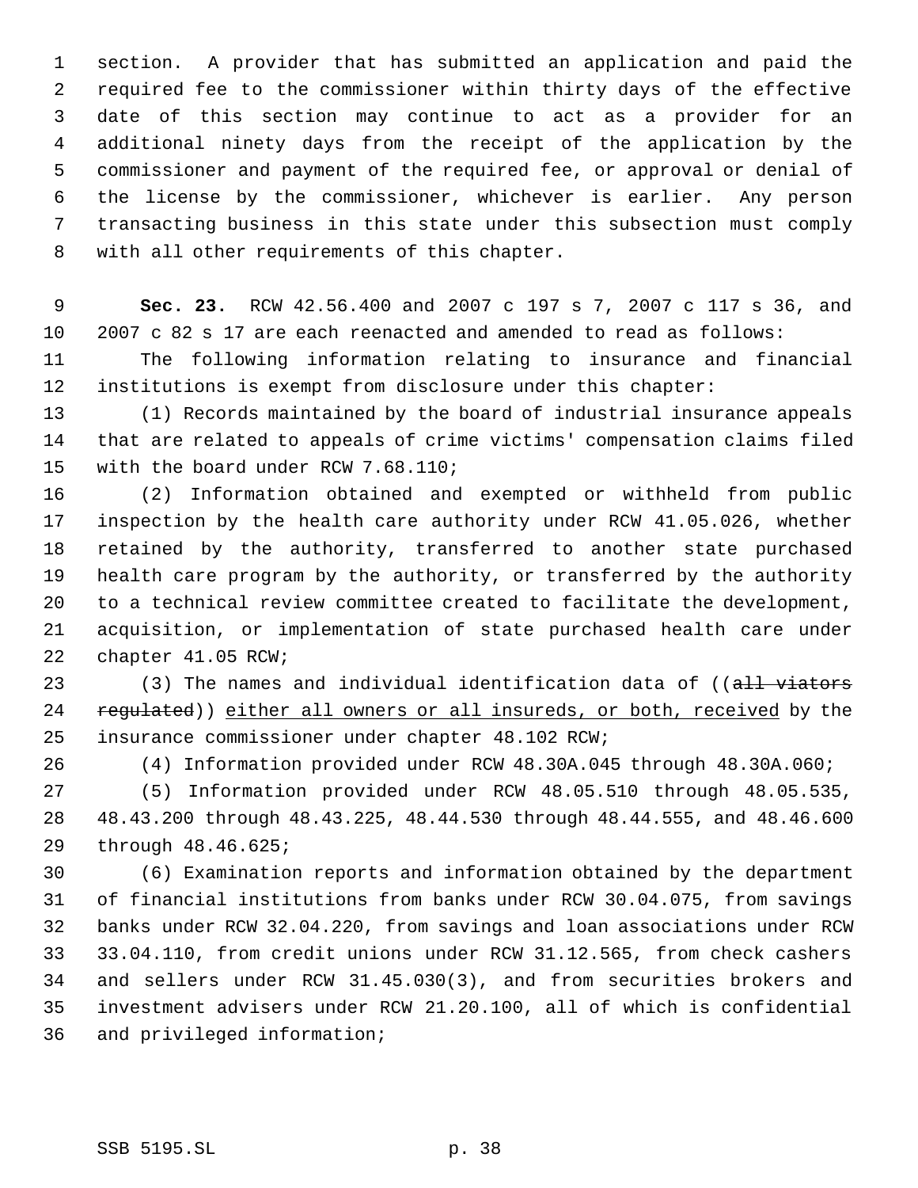section. A provider that has submitted an application and paid the required fee to the commissioner within thirty days of the effective date of this section may continue to act as a provider for an additional ninety days from the receipt of the application by the commissioner and payment of the required fee, or approval or denial of the license by the commissioner, whichever is earlier. Any person transacting business in this state under this subsection must comply with all other requirements of this chapter.

**Sec. 23.** RCW 42.56.400 and 2007 c 197 s 7, 2007 c 117 s 36, and 2007 c 82 s 17 are each reenacted and amended to read as follows:

The following information relating to insurance and financial institutions is exempt from disclosure under this chapter:

(1) Records maintained by the board of industrial insurance appeals that are related to appeals of crime victims' compensation claims filed with the board under RCW 7.68.110;

(2) Information obtained and exempted or withheld from public inspection by the health care authority under RCW 41.05.026, whether retained by the authority, transferred to another state purchased health care program by the authority, or transferred by the authority to a technical review committee created to facilitate the development, acquisition, or implementation of state purchased health care under chapter 41.05 RCW;

(3) The names and individual identification data of ((~~all viators regulated~~)) <u>either all owners or all insureds, or both, received</u> by the insurance commissioner under chapter 48.102 RCW;

(4) Information provided under RCW 48.30A.045 through 48.30A.060;

(5) Information provided under RCW 48.05.510 through 48.05.535, 48.43.200 through 48.43.225, 48.44.530 through 48.44.555, and 48.46.600 through 48.46.625;

(6) Examination reports and information obtained by the department of financial institutions from banks under RCW 30.04.075, from savings banks under RCW 32.04.220, from savings and loan associations under RCW 33.04.110, from credit unions under RCW 31.12.565, from check cashers and sellers under RCW 31.45.030(3), and from securities brokers and investment advisers under RCW 21.20.100, all of which is confidential and privileged information;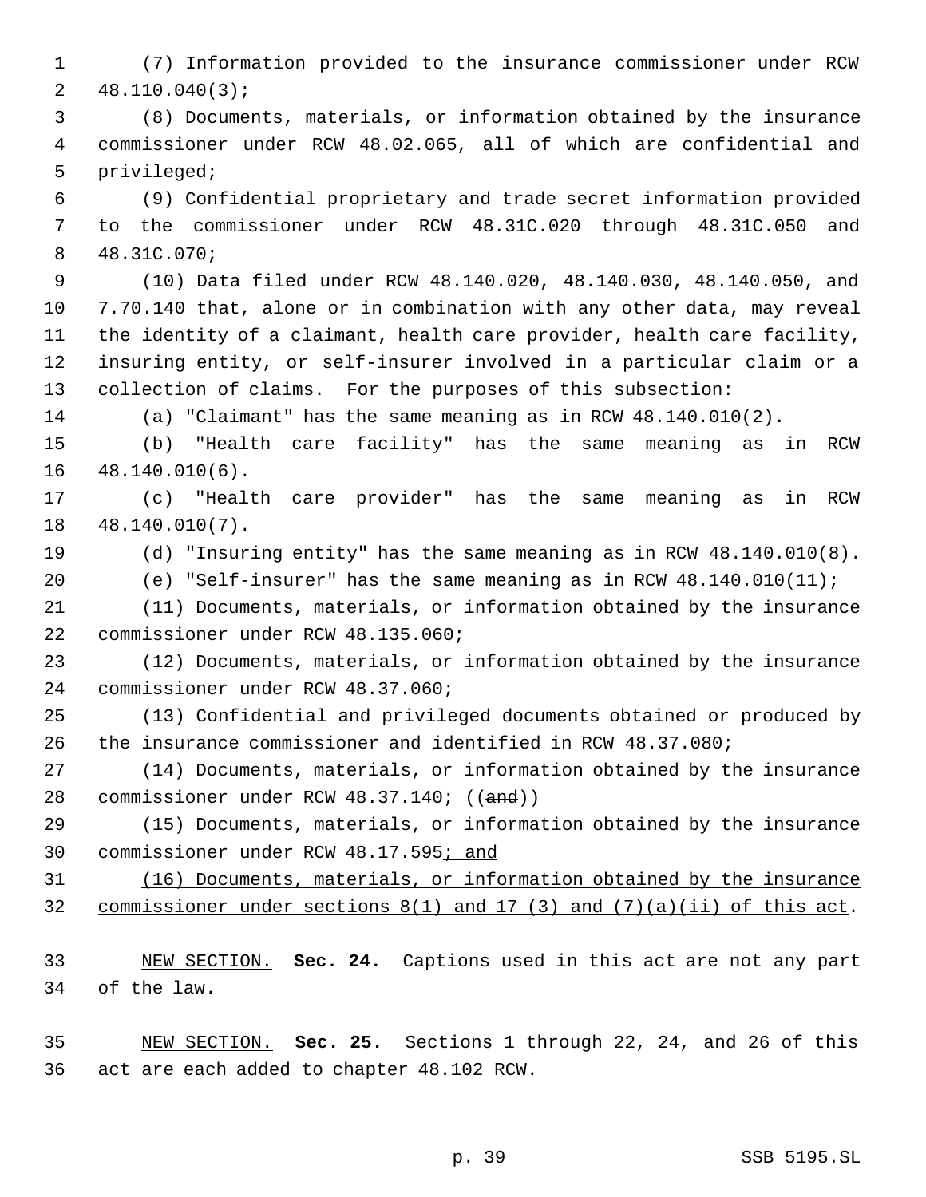(7) Information provided to the insurance commissioner under RCW 48.110.040(3);

(8) Documents, materials, or information obtained by the insurance commissioner under RCW 48.02.065, all of which are confidential and privileged;

(9) Confidential proprietary and trade secret information provided to the commissioner under RCW 48.31C.020 through 48.31C.050 and 48.31C.070;

(10) Data filed under RCW 48.140.020, 48.140.030, 48.140.050, and 7.70.140 that, alone or in combination with any other data, may reveal the identity of a claimant, health care provider, health care facility, insuring entity, or self-insurer involved in a particular claim or a collection of claims. For the purposes of this subsection:

(a) "Claimant" has the same meaning as in RCW 48.140.010(2).

(b) "Health care facility" has the same meaning as in RCW 48.140.010(6).

(c) "Health care provider" has the same meaning as in RCW 48.140.010(7).

(d) "Insuring entity" has the same meaning as in RCW 48.140.010(8).

(e) "Self-insurer" has the same meaning as in RCW 48.140.010(11);

(11) Documents, materials, or information obtained by the insurance commissioner under RCW 48.135.060;

(12) Documents, materials, or information obtained by the insurance commissioner under RCW 48.37.060;

(13) Confidential and privileged documents obtained or produced by the insurance commissioner and identified in RCW 48.37.080;

(14) Documents, materials, or information obtained by the insurance commissioner under RCW 48.37.140; ((~~and~~))

(15) Documents, materials, or information obtained by the insurance commissioner under RCW 48.17.595<u>; and</u>

<u>(16) Documents, materials, or information obtained by the insurance commissioner under sections 8(1) and 17 (3) and (7)(a)(ii) of this act</u>.

<u>NEW SECTION.</u> **Sec. 24.** Captions used in this act are not any part of the law.

<u>NEW SECTION.</u> **Sec. 25.** Sections 1 through 22, 24, and 26 of this act are each added to chapter 48.102 RCW.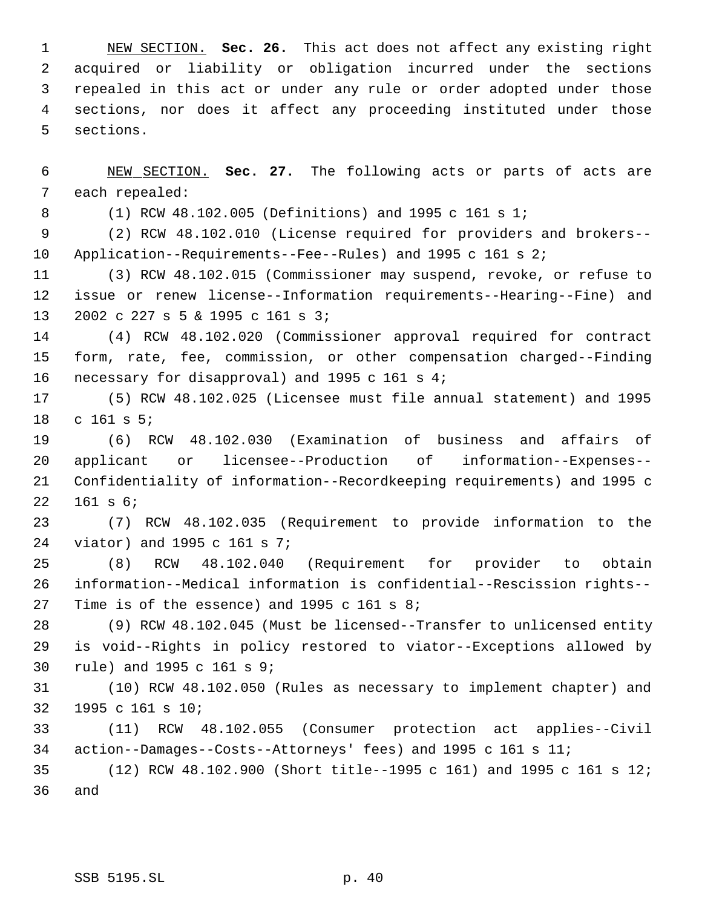NEW SECTION. **Sec. 26.** This act does not affect any existing right acquired or liability or obligation incurred under the sections repealed in this act or under any rule or order adopted under those sections, nor does it affect any proceeding instituted under those sections.

NEW SECTION. **Sec. 27.** The following acts or parts of acts are each repealed:

(1) RCW 48.102.005 (Definitions) and 1995 c 161 s 1;

(2) RCW 48.102.010 (License required for providers and brokers--Application--Requirements--Fee--Rules) and 1995 c 161 s 2;

(3) RCW 48.102.015 (Commissioner may suspend, revoke, or refuse to issue or renew license--Information requirements--Hearing--Fine) and 2002 c 227 s 5 & 1995 c 161 s 3;

(4) RCW 48.102.020 (Commissioner approval required for contract form, rate, fee, commission, or other compensation charged--Finding necessary for disapproval) and 1995 c 161 s 4;

(5) RCW 48.102.025 (Licensee must file annual statement) and 1995 c 161 s 5;

(6) RCW 48.102.030 (Examination of business and affairs of applicant or licensee--Production of information--Expenses--Confidentiality of information--Recordkeeping requirements) and 1995 c 161 s 6;

(7) RCW 48.102.035 (Requirement to provide information to the viator) and 1995 c 161 s 7;

(8) RCW 48.102.040 (Requirement for provider to obtain information--Medical information is confidential--Rescission rights--Time is of the essence) and 1995 c 161 s 8;

(9) RCW 48.102.045 (Must be licensed--Transfer to unlicensed entity is void--Rights in policy restored to viator--Exceptions allowed by rule) and 1995 c 161 s 9;

(10) RCW 48.102.050 (Rules as necessary to implement chapter) and 1995 c 161 s 10;

(11) RCW 48.102.055 (Consumer protection act applies--Civil action--Damages--Costs--Attorneys' fees) and 1995 c 161 s 11;

(12) RCW 48.102.900 (Short title--1995 c 161) and 1995 c 161 s 12; and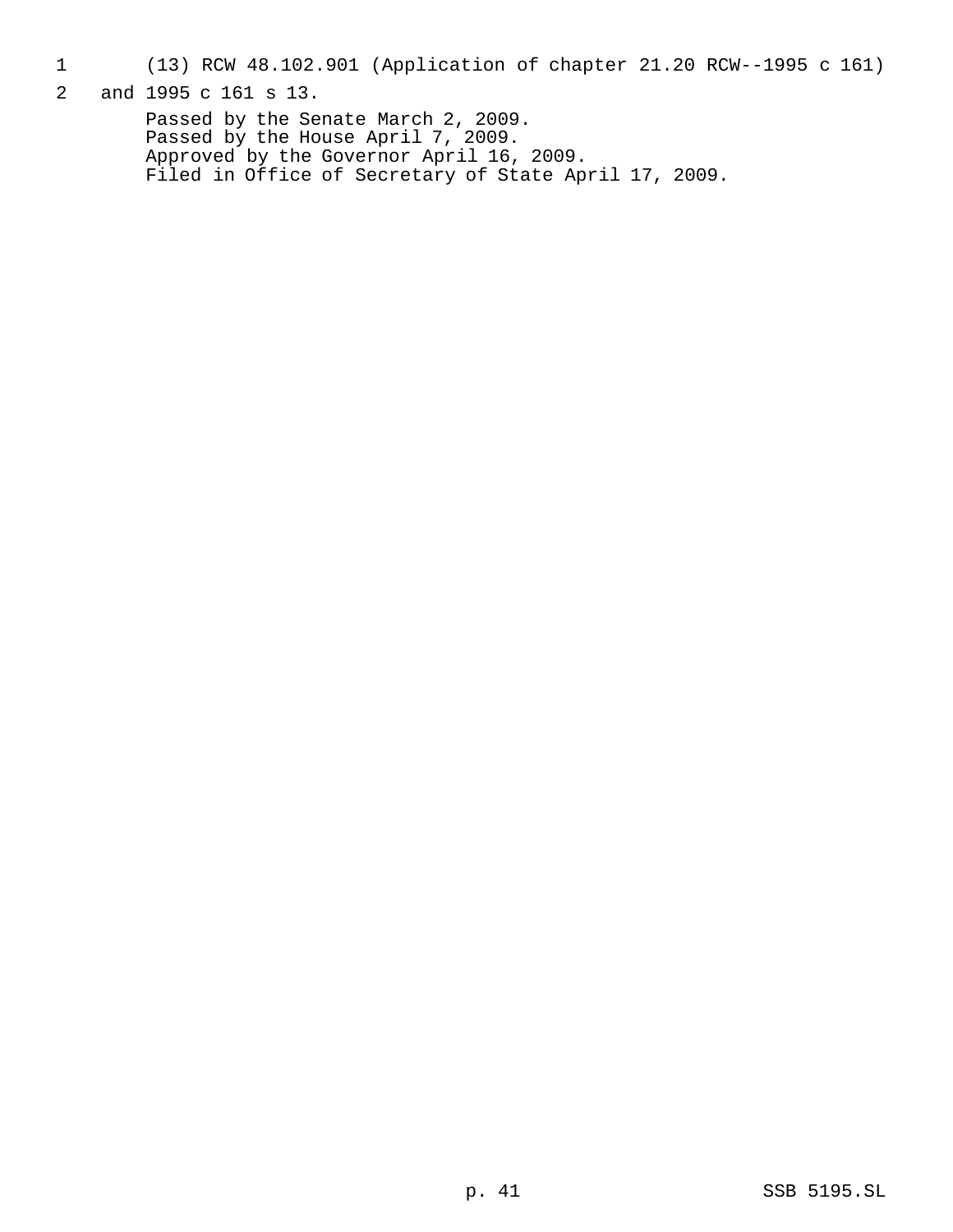(13) RCW 48.102.901 (Application of chapter 21.20 RCW--1995 c 161) and 1995 c 161 s 13.

Passed by the Senate March 2, 2009.
Passed by the House April 7, 2009.
Approved by the Governor April 16, 2009.
Filed in Office of Secretary of State April 17, 2009.